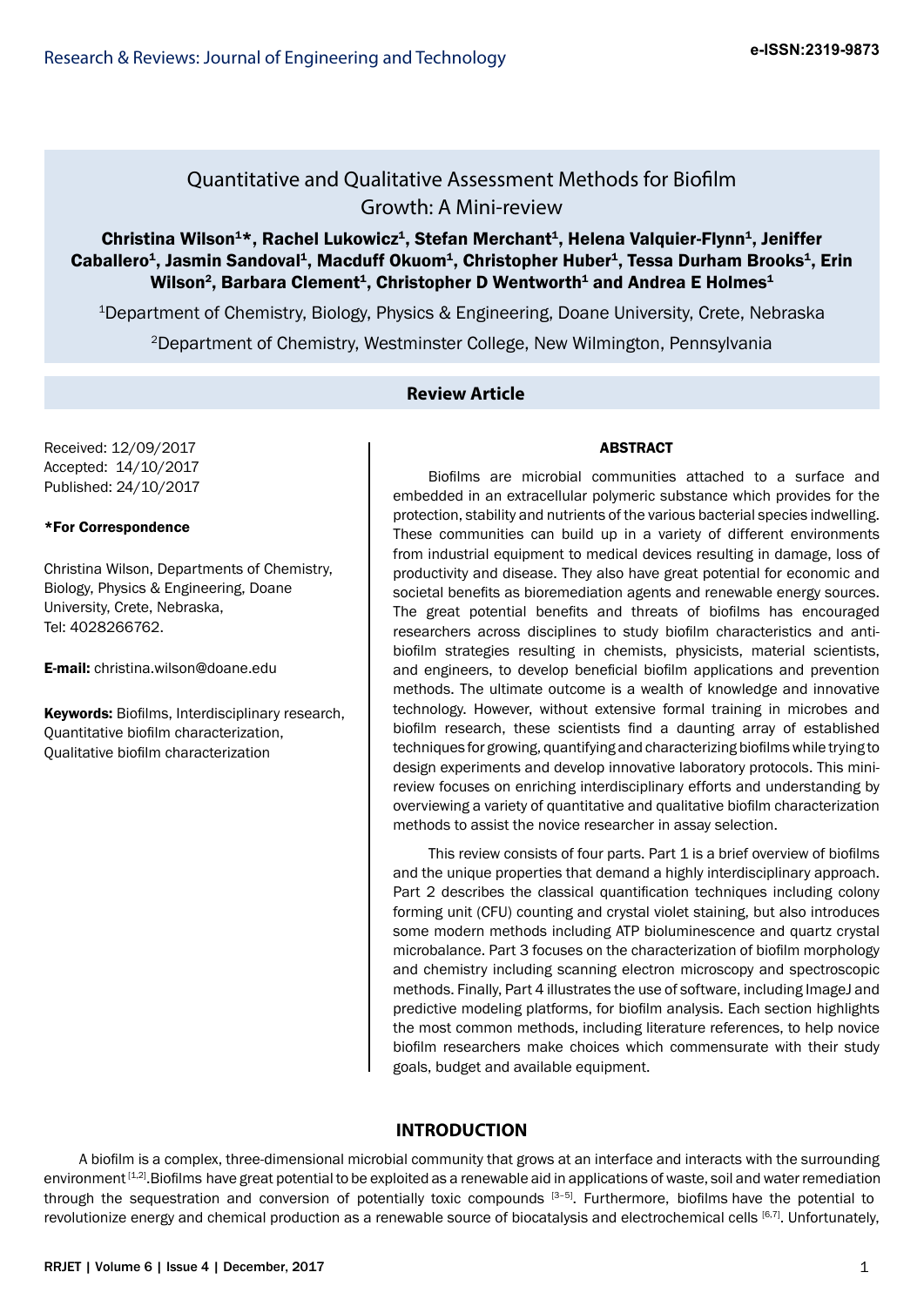# Quantitative and Qualitative Assessment Methods for Biofilm Growth: A Mini-review

**Christina Wilson[1]*, Rachel Lukowicz[1], Stefan Merchant[1], Helena Valquier-Flynn[1], Jeniffer Caballero[1], Jasmin Sandoval[1], Macduff Okuom[1], Christopher Huber[1], Tessa Durham Brooks[1], Erin Wilson[2], Barbara Clement[1], Christopher D Wentworth[1] and Andrea E Holmes[1]**

[1]Department of Chemistry, Biology, Physics & Engineering, Doane University, Crete, Nebraska

[2]Department of Chemistry, Westminster College, New Wilmington, Pennsylvania

**Review Article**

Received: 12/09/2017
Accepted: 14/10/2017
Published: 24/10/2017

**\*For Correspondence**

Christina Wilson, Departments of Chemistry, Biology, Physics & Engineering, Doane University, Crete, Nebraska,
Tel: 4028266762.

**E-mail:** christina.wilson@doane.edu

**Keywords:** Biofilms, Interdisciplinary research, Quantitative biofilm characterization, Qualitative biofilm characterization

## ABSTRACT

Biofilms are microbial communities attached to a surface and embedded in an extracellular polymeric substance which provides for the protection, stability and nutrients of the various bacterial species indwelling. These communities can build up in a variety of different environments from industrial equipment to medical devices resulting in damage, loss of productivity and disease. They also have great potential for economic and societal benefits as bioremediation agents and renewable energy sources. The great potential benefits and threats of biofilms has encouraged researchers across disciplines to study biofilm characteristics and anti-biofilm strategies resulting in chemists, physicists, material scientists, and engineers, to develop beneficial biofilm applications and prevention methods. The ultimate outcome is a wealth of knowledge and innovative technology. However, without extensive formal training in microbes and biofilm research, these scientists find a daunting array of established techniques for growing, quantifying and characterizing biofilms while trying to design experiments and develop innovative laboratory protocols. This mini-review focuses on enriching interdisciplinary efforts and understanding by overviewing a variety of quantitative and qualitative biofilm characterization methods to assist the novice researcher in assay selection.

This review consists of four parts. Part 1 is a brief overview of biofilms and the unique properties that demand a highly interdisciplinary approach. Part 2 describes the classical quantification techniques including colony forming unit (CFU) counting and crystal violet staining, but also introduces some modern methods including ATP bioluminescence and quartz crystal microbalance. Part 3 focuses on the characterization of biofilm morphology and chemistry including scanning electron microscopy and spectroscopic methods. Finally, Part 4 illustrates the use of software, including ImageJ and predictive modeling platforms, for biofilm analysis. Each section highlights the most common methods, including literature references, to help novice biofilm researchers make choices which commensurate with their study goals, budget and available equipment.

## INTRODUCTION

A biofilm is a complex, three-dimensional microbial community that grows at an interface and interacts with the surrounding environment [1,2].Biofilms have great potential to be exploited as a renewable aid in applications of waste, soil and water remediation through the sequestration and conversion of potentially toxic compounds [3–5]. Furthermore, biofilms have the potential to revolutionize energy and chemical production as a renewable source of biocatalysis and electrochemical cells [6,7]. Unfortunately,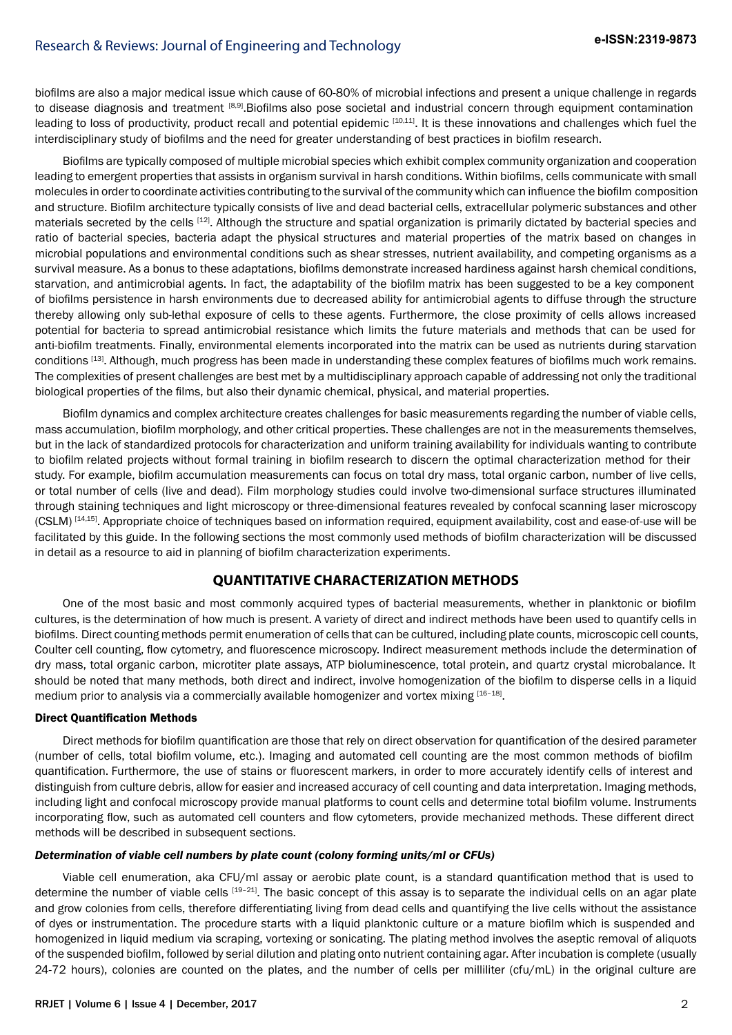biofilms are also a major medical issue which cause of 60-80% of microbial infections and present a unique challenge in regards to disease diagnosis and treatment [8,9].Biofilms also pose societal and industrial concern through equipment contamination leading to loss of productivity, product recall and potential epidemic [10,11]. It is these innovations and challenges which fuel the interdisciplinary study of biofilms and the need for greater understanding of best practices in biofilm research.

Biofilms are typically composed of multiple microbial species which exhibit complex community organization and cooperation leading to emergent properties that assists in organism survival in harsh conditions. Within biofilms, cells communicate with small molecules in order to coordinate activities contributing to the survival of the community which can influence the biofilm composition and structure. Biofilm architecture typically consists of live and dead bacterial cells, extracellular polymeric substances and other materials secreted by the cells [12]. Although the structure and spatial organization is primarily dictated by bacterial species and ratio of bacterial species, bacteria adapt the physical structures and material properties of the matrix based on changes in microbial populations and environmental conditions such as shear stresses, nutrient availability, and competing organisms as a survival measure. As a bonus to these adaptations, biofilms demonstrate increased hardiness against harsh chemical conditions, starvation, and antimicrobial agents. In fact, the adaptability of the biofilm matrix has been suggested to be a key component of biofilms persistence in harsh environments due to decreased ability for antimicrobial agents to diffuse through the structure thereby allowing only sub-lethal exposure of cells to these agents. Furthermore, the close proximity of cells allows increased potential for bacteria to spread antimicrobial resistance which limits the future materials and methods that can be used for anti-biofilm treatments. Finally, environmental elements incorporated into the matrix can be used as nutrients during starvation conditions [13]. Although, much progress has been made in understanding these complex features of biofilms much work remains. The complexities of present challenges are best met by a multidisciplinary approach capable of addressing not only the traditional biological properties of the films, but also their dynamic chemical, physical, and material properties.

Biofilm dynamics and complex architecture creates challenges for basic measurements regarding the number of viable cells, mass accumulation, biofilm morphology, and other critical properties. These challenges are not in the measurements themselves, but in the lack of standardized protocols for characterization and uniform training availability for individuals wanting to contribute to biofilm related projects without formal training in biofilm research to discern the optimal characterization method for their study. For example, biofilm accumulation measurements can focus on total dry mass, total organic carbon, number of live cells, or total number of cells (live and dead). Film morphology studies could involve two-dimensional surface structures illuminated through staining techniques and light microscopy or three-dimensional features revealed by confocal scanning laser microscopy (CSLM) [14,15]. Appropriate choice of techniques based on information required, equipment availability, cost and ease-of-use will be facilitated by this guide. In the following sections the most commonly used methods of biofilm characterization will be discussed in detail as a resource to aid in planning of biofilm characterization experiments.

## QUANTITATIVE CHARACTERIZATION METHODS

One of the most basic and most commonly acquired types of bacterial measurements, whether in planktonic or biofilm cultures, is the determination of how much is present. A variety of direct and indirect methods have been used to quantify cells in biofilms. Direct counting methods permit enumeration of cells that can be cultured, including plate counts, microscopic cell counts, Coulter cell counting, flow cytometry, and fluorescence microscopy. Indirect measurement methods include the determination of dry mass, total organic carbon, microtiter plate assays, ATP bioluminescence, total protein, and quartz crystal microbalance. It should be noted that many methods, both direct and indirect, involve homogenization of the biofilm to disperse cells in a liquid medium prior to analysis via a commercially available homogenizer and vortex mixing [16-18].

### Direct Quantification Methods

Direct methods for biofilm quantification are those that rely on direct observation for quantification of the desired parameter (number of cells, total biofilm volume, etc.). Imaging and automated cell counting are the most common methods of biofilm quantification. Furthermore, the use of stains or fluorescent markers, in order to more accurately identify cells of interest and distinguish from culture debris, allow for easier and increased accuracy of cell counting and data interpretation. Imaging methods, including light and confocal microscopy provide manual platforms to count cells and determine total biofilm volume. Instruments incorporating flow, such as automated cell counters and flow cytometers, provide mechanized methods. These different direct methods will be described in subsequent sections.

#### *Determination of viable cell numbers by plate count (colony forming units/ml or CFUs)*

Viable cell enumeration, aka CFU/ml assay or aerobic plate count, is a standard quantification method that is used to determine the number of viable cells [19-21]. The basic concept of this assay is to separate the individual cells on an agar plate and grow colonies from cells, therefore differentiating living from dead cells and quantifying the live cells without the assistance of dyes or instrumentation. The procedure starts with a liquid planktonic culture or a mature biofilm which is suspended and homogenized in liquid medium via scraping, vortexing or sonicating. The plating method involves the aseptic removal of aliquots of the suspended biofilm, followed by serial dilution and plating onto nutrient containing agar. After incubation is complete (usually 24-72 hours), colonies are counted on the plates, and the number of cells per milliliter (cfu/mL) in the original culture are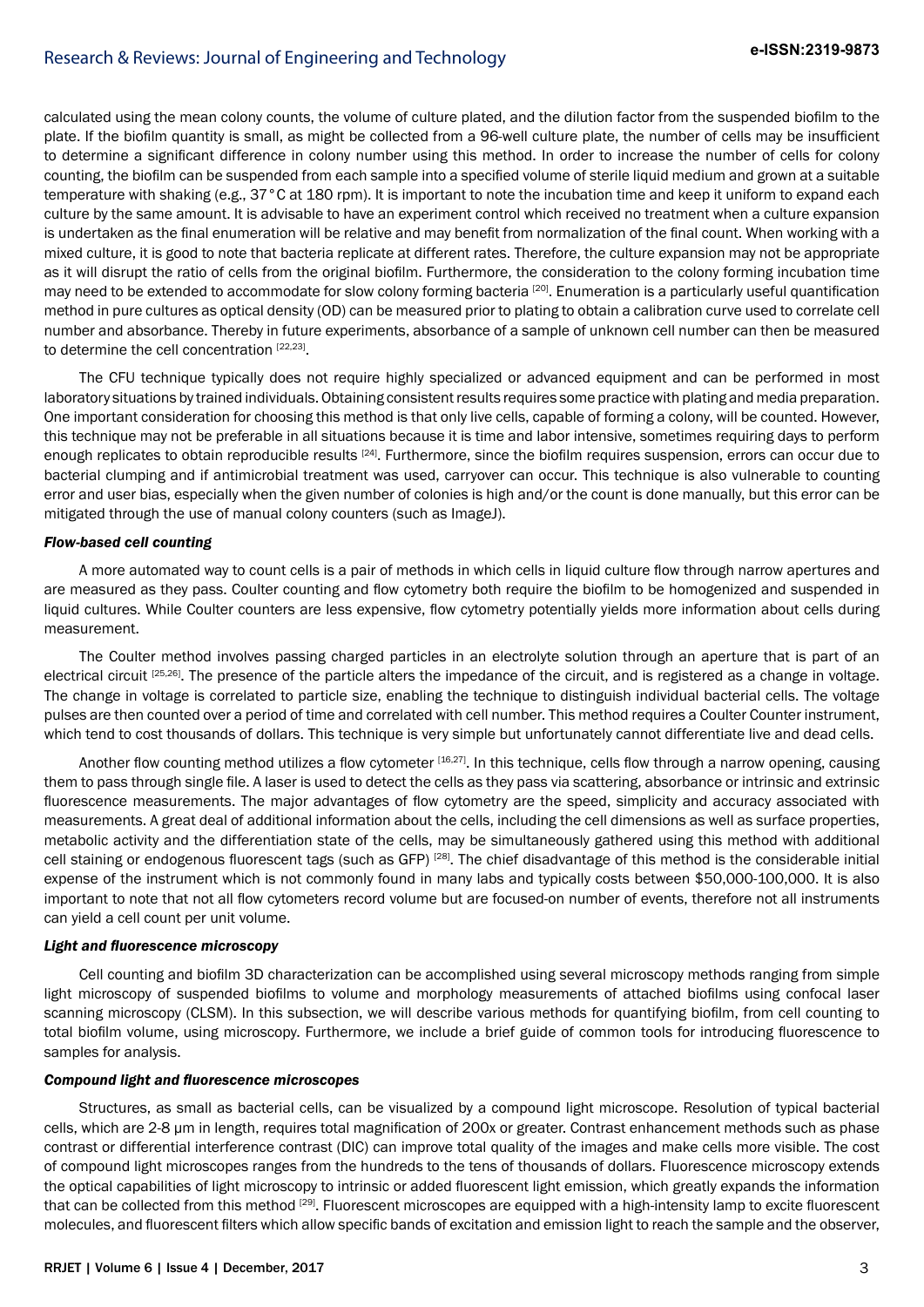calculated using the mean colony counts, the volume of culture plated, and the dilution factor from the suspended biofilm to the plate. If the biofilm quantity is small, as might be collected from a 96-well culture plate, the number of cells may be insufficient to determine a significant difference in colony number using this method. In order to increase the number of cells for colony counting, the biofilm can be suspended from each sample into a specified volume of sterile liquid medium and grown at a suitable temperature with shaking (e.g., 37°C at 180 rpm). It is important to note the incubation time and keep it uniform to expand each culture by the same amount. It is advisable to have an experiment control which received no treatment when a culture expansion is undertaken as the final enumeration will be relative and may benefit from normalization of the final count. When working with a mixed culture, it is good to note that bacteria replicate at different rates. Therefore, the culture expansion may not be appropriate as it will disrupt the ratio of cells from the original biofilm. Furthermore, the consideration to the colony forming incubation time may need to be extended to accommodate for slow colony forming bacteria [20]. Enumeration is a particularly useful quantification method in pure cultures as optical density (OD) can be measured prior to plating to obtain a calibration curve used to correlate cell number and absorbance. Thereby in future experiments, absorbance of a sample of unknown cell number can then be measured to determine the cell concentration [22,23].

The CFU technique typically does not require highly specialized or advanced equipment and can be performed in most laboratory situations by trained individuals. Obtaining consistent results requires some practice with plating and media preparation. One important consideration for choosing this method is that only live cells, capable of forming a colony, will be counted. However, this technique may not be preferable in all situations because it is time and labor intensive, sometimes requiring days to perform enough replicates to obtain reproducible results [24]. Furthermore, since the biofilm requires suspension, errors can occur due to bacterial clumping and if antimicrobial treatment was used, carryover can occur. This technique is also vulnerable to counting error and user bias, especially when the given number of colonies is high and/or the count is done manually, but this error can be mitigated through the use of manual colony counters (such as ImageJ).

#### *Flow-based cell counting*

A more automated way to count cells is a pair of methods in which cells in liquid culture flow through narrow apertures and are measured as they pass. Coulter counting and flow cytometry both require the biofilm to be homogenized and suspended in liquid cultures. While Coulter counters are less expensive, flow cytometry potentially yields more information about cells during measurement.

The Coulter method involves passing charged particles in an electrolyte solution through an aperture that is part of an electrical circuit [25,26]. The presence of the particle alters the impedance of the circuit, and is registered as a change in voltage. The change in voltage is correlated to particle size, enabling the technique to distinguish individual bacterial cells. The voltage pulses are then counted over a period of time and correlated with cell number. This method requires a Coulter Counter instrument, which tend to cost thousands of dollars. This technique is very simple but unfortunately cannot differentiate live and dead cells.

Another flow counting method utilizes a flow cytometer [16,27]. In this technique, cells flow through a narrow opening, causing them to pass through single file. A laser is used to detect the cells as they pass via scattering, absorbance or intrinsic and extrinsic fluorescence measurements. The major advantages of flow cytometry are the speed, simplicity and accuracy associated with measurements. A great deal of additional information about the cells, including the cell dimensions as well as surface properties, metabolic activity and the differentiation state of the cells, may be simultaneously gathered using this method with additional cell staining or endogenous fluorescent tags (such as GFP) [28]. The chief disadvantage of this method is the considerable initial expense of the instrument which is not commonly found in many labs and typically costs between $50,000-100,000. It is also important to note that not all flow cytometers record volume but are focused-on number of events, therefore not all instruments can yield a cell count per unit volume.

#### *Light and fluorescence microscopy*

Cell counting and biofilm 3D characterization can be accomplished using several microscopy methods ranging from simple light microscopy of suspended biofilms to volume and morphology measurements of attached biofilms using confocal laser scanning microscopy (CLSM). In this subsection, we will describe various methods for quantifying biofilm, from cell counting to total biofilm volume, using microscopy. Furthermore, we include a brief guide of common tools for introducing fluorescence to samples for analysis.

#### *Compound light and fluorescence microscopes*

Structures, as small as bacterial cells, can be visualized by a compound light microscope. Resolution of typical bacterial cells, which are 2-8 μm in length, requires total magnification of 200x or greater. Contrast enhancement methods such as phase contrast or differential interference contrast (DIC) can improve total quality of the images and make cells more visible. The cost of compound light microscopes ranges from the hundreds to the tens of thousands of dollars. Fluorescence microscopy extends the optical capabilities of light microscopy to intrinsic or added fluorescent light emission, which greatly expands the information that can be collected from this method [29]. Fluorescent microscopes are equipped with a high-intensity lamp to excite fluorescent molecules, and fluorescent filters which allow specific bands of excitation and emission light to reach the sample and the observer,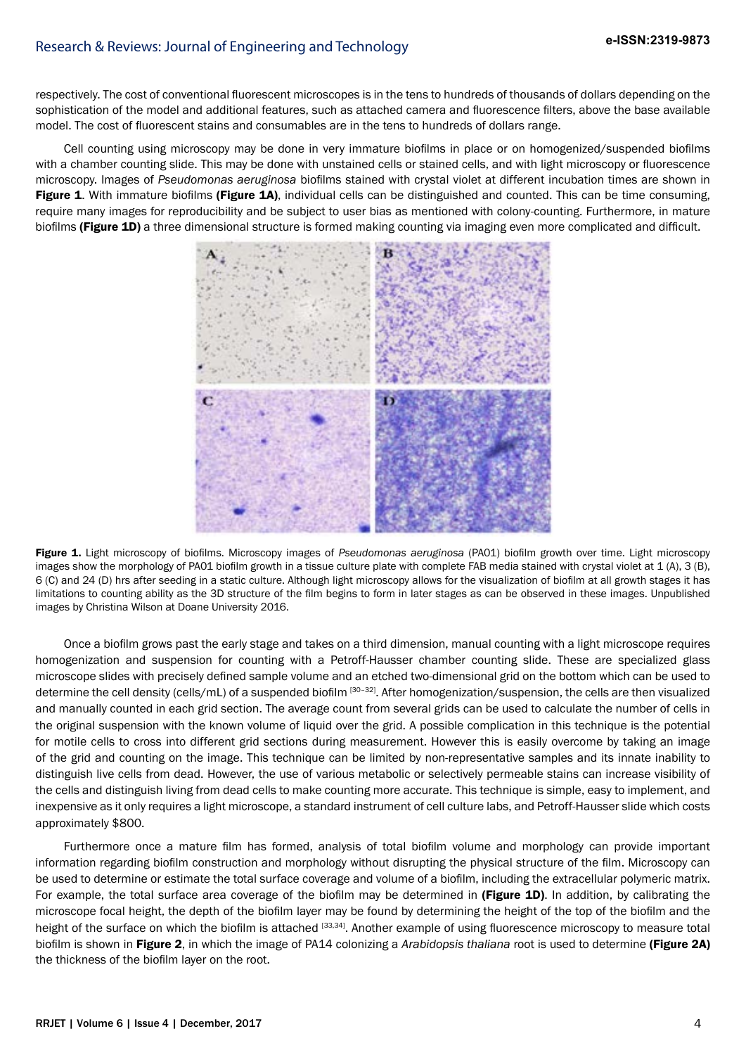respectively. The cost of conventional fluorescent microscopes is in the tens to hundreds of thousands of dollars depending on the sophistication of the model and additional features, such as attached camera and fluorescence filters, above the base available model. The cost of fluorescent stains and consumables are in the tens to hundreds of dollars range.

Cell counting using microscopy may be done in very immature biofilms in place or on homogenized/suspended biofilms with a chamber counting slide. This may be done with unstained cells or stained cells, and with light microscopy or fluorescence microscopy. Images of *Pseudomonas aeruginosa* biofilms stained with crystal violet at different incubation times are shown in **Figure 1**. With immature biofilms **(Figure 1A)**, individual cells can be distinguished and counted. This can be time consuming, require many images for reproducibility and be subject to user bias as mentioned with colony-counting. Furthermore, in mature biofilms **(Figure 1D)** a three dimensional structure is formed making counting via imaging even more complicated and difficult.

**Figure 1.** Light microscopy of biofilms. Microscopy images of *Pseudomonas aeruginosa* (PA01) biofilm growth over time. Light microscopy images show the morphology of PA01 biofilm growth in a tissue culture plate with complete FAB media stained with crystal violet at 1 (A), 3 (B), 6 (C) and 24 (D) hrs after seeding in a static culture. Although light microscopy allows for the visualization of biofilm at all growth stages it has limitations to counting ability as the 3D structure of the film begins to form in later stages as can be observed in these images. Unpublished images by Christina Wilson at Doane University 2016.

Once a biofilm grows past the early stage and takes on a third dimension, manual counting with a light microscope requires homogenization and suspension for counting with a Petroff-Hausser chamber counting slide. These are specialized glass microscope slides with precisely defined sample volume and an etched two-dimensional grid on the bottom which can be used to determine the cell density (cells/mL) of a suspended biofilm [30-32]. After homogenization/suspension, the cells are then visualized and manually counted in each grid section. The average count from several grids can be used to calculate the number of cells in the original suspension with the known volume of liquid over the grid. A possible complication in this technique is the potential for motile cells to cross into different grid sections during measurement. However this is easily overcome by taking an image of the grid and counting on the image. This technique can be limited by non-representative samples and its innate inability to distinguish live cells from dead. However, the use of various metabolic or selectively permeable stains can increase visibility of the cells and distinguish living from dead cells to make counting more accurate. This technique is simple, easy to implement, and inexpensive as it only requires a light microscope, a standard instrument of cell culture labs, and Petroff-Hausser slide which costs approximately $800.

Furthermore once a mature film has formed, analysis of total biofilm volume and morphology can provide important information regarding biofilm construction and morphology without disrupting the physical structure of the film. Microscopy can be used to determine or estimate the total surface coverage and volume of a biofilm, including the extracellular polymeric matrix. For example, the total surface area coverage of the biofilm may be determined in **(Figure 1D)**. In addition, by calibrating the microscope focal height, the depth of the biofilm layer may be found by determining the height of the top of the biofilm and the height of the surface on which the biofilm is attached [33,34]. Another example of using fluorescence microscopy to measure total biofilm is shown in **Figure 2**, in which the image of PA14 colonizing a *Arabidopsis thaliana* root is used to determine **(Figure 2A)** the thickness of the biofilm layer on the root.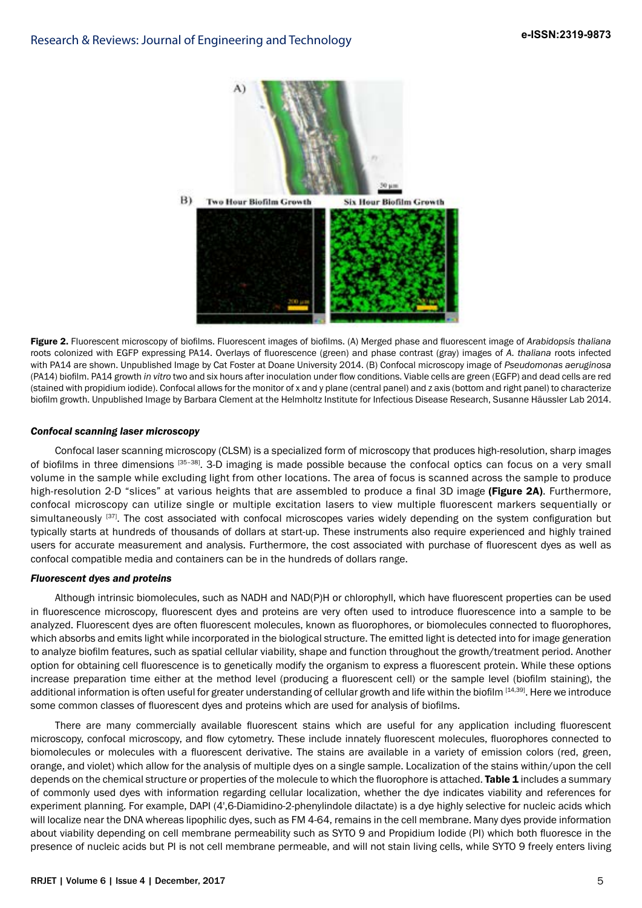**Figure 2.** Fluorescent microscopy of biofilms. Fluorescent images of biofilms. (A) Merged phase and fluorescent image of *Arabidopsis thaliana* roots colonized with EGFP expressing PA14. Overlays of fluorescence (green) and phase contrast (gray) images of *A. thaliana* roots infected with PA14 are shown. Unpublished Image by Cat Foster at Doane University 2014. (B) Confocal microscopy image of *Pseudomonas aeruginosa* (PA14) biofilm. PA14 growth *in vitro* two and six hours after inoculation under flow conditions. Viable cells are green (EGFP) and dead cells are red (stained with propidium iodide). Confocal allows for the monitor of x and y plane (central panel) and z axis (bottom and right panel) to characterize biofilm growth. Unpublished Image by Barbara Clement at the Helmholtz Institute for Infectious Disease Research, Susanne Häussler Lab 2014.

### *Confocal scanning laser microscopy*

Confocal laser scanning microscopy (CLSM) is a specialized form of microscopy that produces high-resolution, sharp images of biofilms in three dimensions [35–38]. 3-D imaging is made possible because the confocal optics can focus on a very small volume in the sample while excluding light from other locations. The area of focus is scanned across the sample to produce high-resolution 2-D "slices" at various heights that are assembled to produce a final 3D image **(Figure 2A)**. Furthermore, confocal microscopy can utilize single or multiple excitation lasers to view multiple fluorescent markers sequentially or simultaneously [37]. The cost associated with confocal microscopes varies widely depending on the system configuration but typically starts at hundreds of thousands of dollars at start-up. These instruments also require experienced and highly trained users for accurate measurement and analysis. Furthermore, the cost associated with purchase of fluorescent dyes as well as confocal compatible media and containers can be in the hundreds of dollars range.

### *Fluorescent dyes and proteins*

Although intrinsic biomolecules, such as NADH and NAD(P)H or chlorophyll, which have fluorescent properties can be used in fluorescence microscopy, fluorescent dyes and proteins are very often used to introduce fluorescence into a sample to be analyzed. Fluorescent dyes are often fluorescent molecules, known as fluorophores, or biomolecules connected to fluorophores, which absorbs and emits light while incorporated in the biological structure. The emitted light is detected into for image generation to analyze biofilm features, such as spatial cellular viability, shape and function throughout the growth/treatment period. Another option for obtaining cell fluorescence is to genetically modify the organism to express a fluorescent protein. While these options increase preparation time either at the method level (producing a fluorescent cell) or the sample level (biofilm staining), the additional information is often useful for greater understanding of cellular growth and life within the biofilm [14,39]. Here we introduce some common classes of fluorescent dyes and proteins which are used for analysis of biofilms.

There are many commercially available fluorescent stains which are useful for any application including fluorescent microscopy, confocal microscopy, and flow cytometry. These include innately fluorescent molecules, fluorophores connected to biomolecules or molecules with a fluorescent derivative. The stains are available in a variety of emission colors (red, green, orange, and violet) which allow for the analysis of multiple dyes on a single sample. Localization of the stains within/upon the cell depends on the chemical structure or properties of the molecule to which the fluorophore is attached. **Table 1** includes a summary of commonly used dyes with information regarding cellular localization, whether the dye indicates viability and references for experiment planning. For example, DAPI (4',6-Diamidino-2-phenylindole dilactate) is a dye highly selective for nucleic acids which will localize near the DNA whereas lipophilic dyes, such as FM 4-64, remains in the cell membrane. Many dyes provide information about viability depending on cell membrane permeability such as SYTO 9 and Propidium Iodide (PI) which both fluoresce in the presence of nucleic acids but PI is not cell membrane permeable, and will not stain living cells, while SYTO 9 freely enters living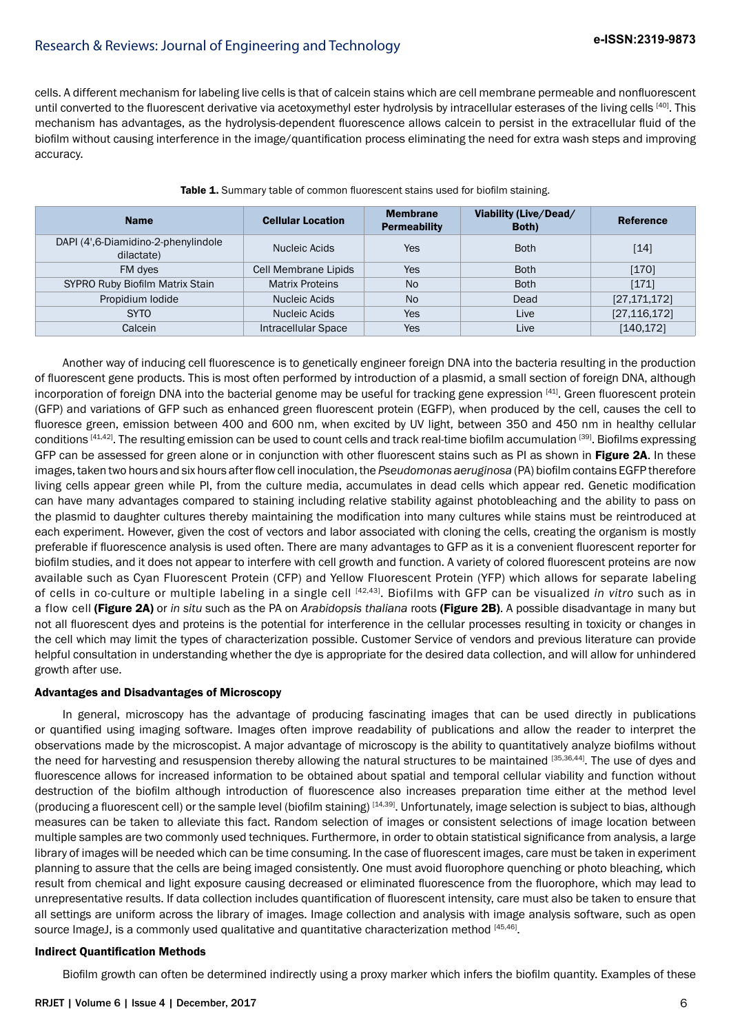cells. A different mechanism for labeling live cells is that of calcein stains which are cell membrane permeable and nonfluorescent until converted to the fluorescent derivative via acetoxymethyl ester hydrolysis by intracellular esterases of the living cells [40]. This mechanism has advantages, as the hydrolysis-dependent fluorescence allows calcein to persist in the extracellular fluid of the biofilm without causing interference in the image/quantification process eliminating the need for extra wash steps and improving accuracy.

**Table 1.** Summary table of common fluorescent stains used for biofilm staining.

| Name | Cellular Location | Membrane Permeability | Viability (Live/Dead/ Both) | Reference |
|---|---|---|---|---|
| DAPI (4',6-Diamidino-2-phenylindole dilactate) | Nucleic Acids | Yes | Both | [14] |
| FM dyes | Cell Membrane Lipids | Yes | Both | [170] |
| SYPRO Ruby Biofilm Matrix Stain | Matrix Proteins | No | Both | [171] |
| Propidium Iodide | Nucleic Acids | No | Dead | [27,171,172] |
| SYTO | Nucleic Acids | Yes | Live | [27,116,172] |
| Calcein | Intracellular Space | Yes | Live | [140,172] |

Another way of inducing cell fluorescence is to genetically engineer foreign DNA into the bacteria resulting in the production of fluorescent gene products. This is most often performed by introduction of a plasmid, a small section of foreign DNA, although incorporation of foreign DNA into the bacterial genome may be useful for tracking gene expression [41]. Green fluorescent protein (GFP) and variations of GFP such as enhanced green fluorescent protein (EGFP), when produced by the cell, causes the cell to fluoresce green, emission between 400 and 600 nm, when excited by UV light, between 350 and 450 nm in healthy cellular conditions [41,42]. The resulting emission can be used to count cells and track real-time biofilm accumulation [39]. Biofilms expressing GFP can be assessed for green alone or in conjunction with other fluorescent stains such as PI as shown in **Figure 2A**. In these images, taken two hours and six hours after flow cell inoculation, the *Pseudomonas aeruginosa* (PA) biofilm contains EGFP therefore living cells appear green while PI, from the culture media, accumulates in dead cells which appear red. Genetic modification can have many advantages compared to staining including relative stability against photobleaching and the ability to pass on the plasmid to daughter cultures thereby maintaining the modification into many cultures while stains must be reintroduced at each experiment. However, given the cost of vectors and labor associated with cloning the cells, creating the organism is mostly preferable if fluorescence analysis is used often. There are many advantages to GFP as it is a convenient fluorescent reporter for biofilm studies, and it does not appear to interfere with cell growth and function. A variety of colored fluorescent proteins are now available such as Cyan Fluorescent Protein (CFP) and Yellow Fluorescent Protein (YFP) which allows for separate labeling of cells in co-culture or multiple labeling in a single cell [42,43]. Biofilms with GFP can be visualized *in vitro* such as in a flow cell **(Figure 2A)** or *in situ* such as the PA on *Arabidopsis thaliana* roots **(Figure 2B)**. A possible disadvantage in many but not all fluorescent dyes and proteins is the potential for interference in the cellular processes resulting in toxicity or changes in the cell which may limit the types of characterization possible. Customer Service of vendors and previous literature can provide helpful consultation in understanding whether the dye is appropriate for the desired data collection, and will allow for unhindered growth after use.

#### Advantages and Disadvantages of Microscopy

In general, microscopy has the advantage of producing fascinating images that can be used directly in publications or quantified using imaging software. Images often improve readability of publications and allow the reader to interpret the observations made by the microscopist. A major advantage of microscopy is the ability to quantitatively analyze biofilms without the need for harvesting and resuspension thereby allowing the natural structures to be maintained [35,36,44]. The use of dyes and fluorescence allows for increased information to be obtained about spatial and temporal cellular viability and function without destruction of the biofilm although introduction of fluorescence also increases preparation time either at the method level (producing a fluorescent cell) or the sample level (biofilm staining) [14,39]. Unfortunately, image selection is subject to bias, although measures can be taken to alleviate this fact. Random selection of images or consistent selections of image location between multiple samples are two commonly used techniques. Furthermore, in order to obtain statistical significance from analysis, a large library of images will be needed which can be time consuming. In the case of fluorescent images, care must be taken in experiment planning to assure that the cells are being imaged consistently. One must avoid fluorophore quenching or photo bleaching, which result from chemical and light exposure causing decreased or eliminated fluorescence from the fluorophore, which may lead to unrepresentative results. If data collection includes quantification of fluorescent intensity, care must also be taken to ensure that all settings are uniform across the library of images. Image collection and analysis with image analysis software, such as open source ImageJ, is a commonly used qualitative and quantitative characterization method [45,46].

#### Indirect Quantification Methods

Biofilm growth can often be determined indirectly using a proxy marker which infers the biofilm quantity. Examples of these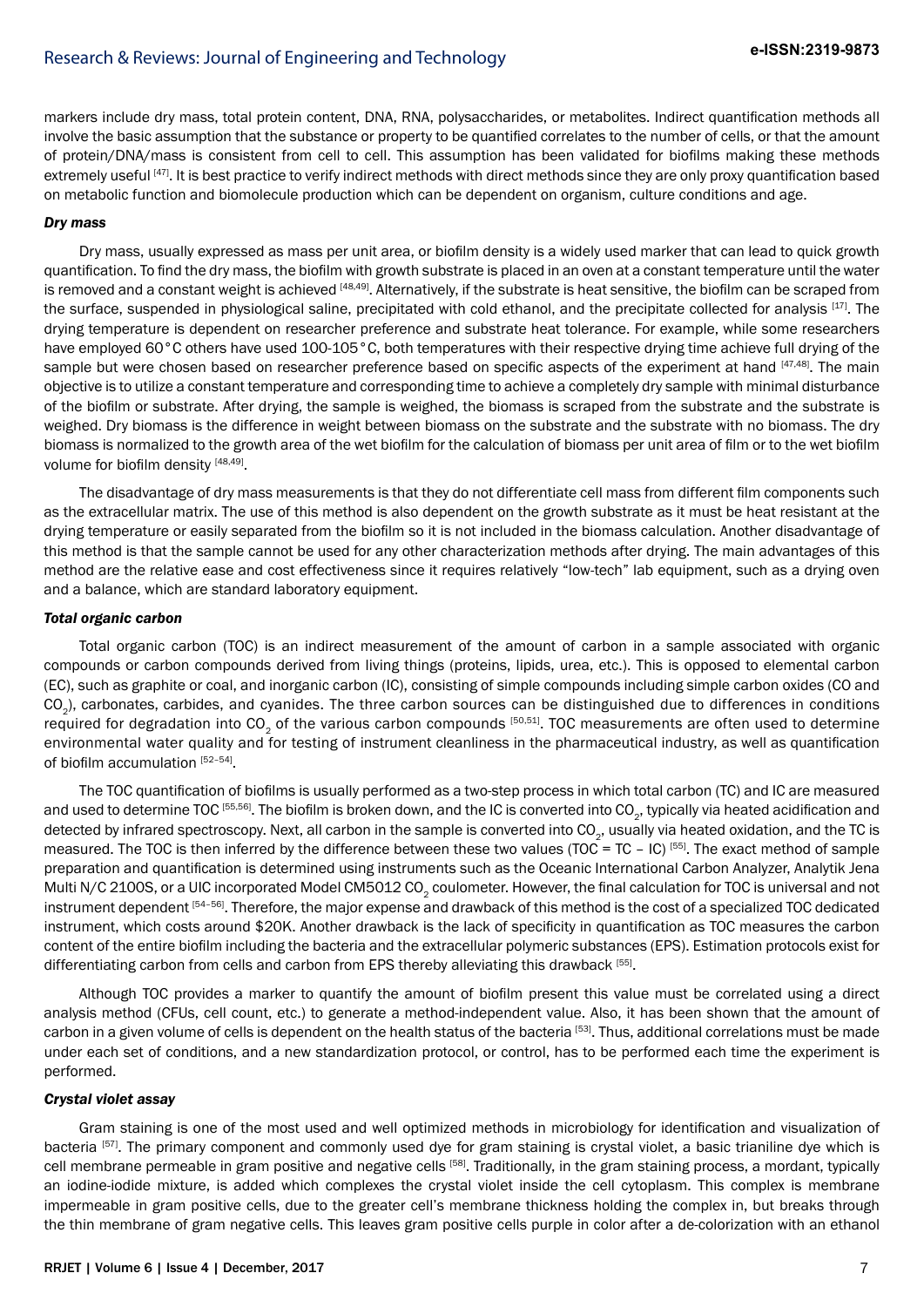markers include dry mass, total protein content, DNA, RNA, polysaccharides, or metabolites. Indirect quantification methods all involve the basic assumption that the substance or property to be quantified correlates to the number of cells, or that the amount of protein/DNA/mass is consistent from cell to cell. This assumption has been validated for biofilms making these methods extremely useful [47]. It is best practice to verify indirect methods with direct methods since they are only proxy quantification based on metabolic function and biomolecule production which can be dependent on organism, culture conditions and age.

### *Dry mass*

Dry mass, usually expressed as mass per unit area, or biofilm density is a widely used marker that can lead to quick growth quantification. To find the dry mass, the biofilm with growth substrate is placed in an oven at a constant temperature until the water is removed and a constant weight is achieved [48,49]. Alternatively, if the substrate is heat sensitive, the biofilm can be scraped from the surface, suspended in physiological saline, precipitated with cold ethanol, and the precipitate collected for analysis [17]. The drying temperature is dependent on researcher preference and substrate heat tolerance. For example, while some researchers have employed 60°C others have used 100-105°C, both temperatures with their respective drying time achieve full drying of the sample but were chosen based on researcher preference based on specific aspects of the experiment at hand [47,48]. The main objective is to utilize a constant temperature and corresponding time to achieve a completely dry sample with minimal disturbance of the biofilm or substrate. After drying, the sample is weighed, the biomass is scraped from the substrate and the substrate is weighed. Dry biomass is the difference in weight between biomass on the substrate and the substrate with no biomass. The dry biomass is normalized to the growth area of the wet biofilm for the calculation of biomass per unit area of film or to the wet biofilm volume for biofilm density [48,49].

The disadvantage of dry mass measurements is that they do not differentiate cell mass from different film components such as the extracellular matrix. The use of this method is also dependent on the growth substrate as it must be heat resistant at the drying temperature or easily separated from the biofilm so it is not included in the biomass calculation. Another disadvantage of this method is that the sample cannot be used for any other characterization methods after drying. The main advantages of this method are the relative ease and cost effectiveness since it requires relatively "low-tech" lab equipment, such as a drying oven and a balance, which are standard laboratory equipment.

### *Total organic carbon*

Total organic carbon (TOC) is an indirect measurement of the amount of carbon in a sample associated with organic compounds or carbon compounds derived from living things (proteins, lipids, urea, etc.). This is opposed to elemental carbon (EC), such as graphite or coal, and inorganic carbon (IC), consisting of simple compounds including simple carbon oxides (CO and $CO_2$), carbonates, carbides, and cyanides. The three carbon sources can be distinguished due to differences in conditions required for degradation into $CO_2$ of the various carbon compounds [50,51]. TOC measurements are often used to determine environmental water quality and for testing of instrument cleanliness in the pharmaceutical industry, as well as quantification of biofilm accumulation [52–54].

The TOC quantification of biofilms is usually performed as a two-step process in which total carbon (TC) and IC are measured and used to determine TOC [55,56]. The biofilm is broken down, and the IC is converted into $CO_2$, typically via heated acidification and detected by infrared spectroscopy. Next, all carbon in the sample is converted into $CO_2$, usually via heated oxidation, and the TC is measured. The TOC is then inferred by the difference between these two values ($TOC = TC - IC$) [55]. The exact method of sample preparation and quantification is determined using instruments such as the Oceanic International Carbon Analyzer, Analytik Jena Multi N/C 2100S, or a UIC incorporated Model CM5012 $CO_2$ coulometer. However, the final calculation for TOC is universal and not instrument dependent [54–56]. Therefore, the major expense and drawback of this method is the cost of a specialized TOC dedicated instrument, which costs around $20K. Another drawback is the lack of specificity in quantification as TOC measures the carbon content of the entire biofilm including the bacteria and the extracellular polymeric substances (EPS). Estimation protocols exist for differentiating carbon from cells and carbon from EPS thereby alleviating this drawback [55].

Although TOC provides a marker to quantify the amount of biofilm present this value must be correlated using a direct analysis method (CFUs, cell count, etc.) to generate a method-independent value. Also, it has been shown that the amount of carbon in a given volume of cells is dependent on the health status of the bacteria [53]. Thus, additional correlations must be made under each set of conditions, and a new standardization protocol, or control, has to be performed each time the experiment is performed.

### *Crystal violet assay*

Gram staining is one of the most used and well optimized methods in microbiology for identification and visualization of bacteria [57]. The primary component and commonly used dye for gram staining is crystal violet, a basic trianiline dye which is cell membrane permeable in gram positive and negative cells [58]. Traditionally, in the gram staining process, a mordant, typically an iodine-iodide mixture, is added which complexes the crystal violet inside the cell cytoplasm. This complex is membrane impermeable in gram positive cells, due to the greater cell's membrane thickness holding the complex in, but breaks through the thin membrane of gram negative cells. This leaves gram positive cells purple in color after a de-colorization with an ethanol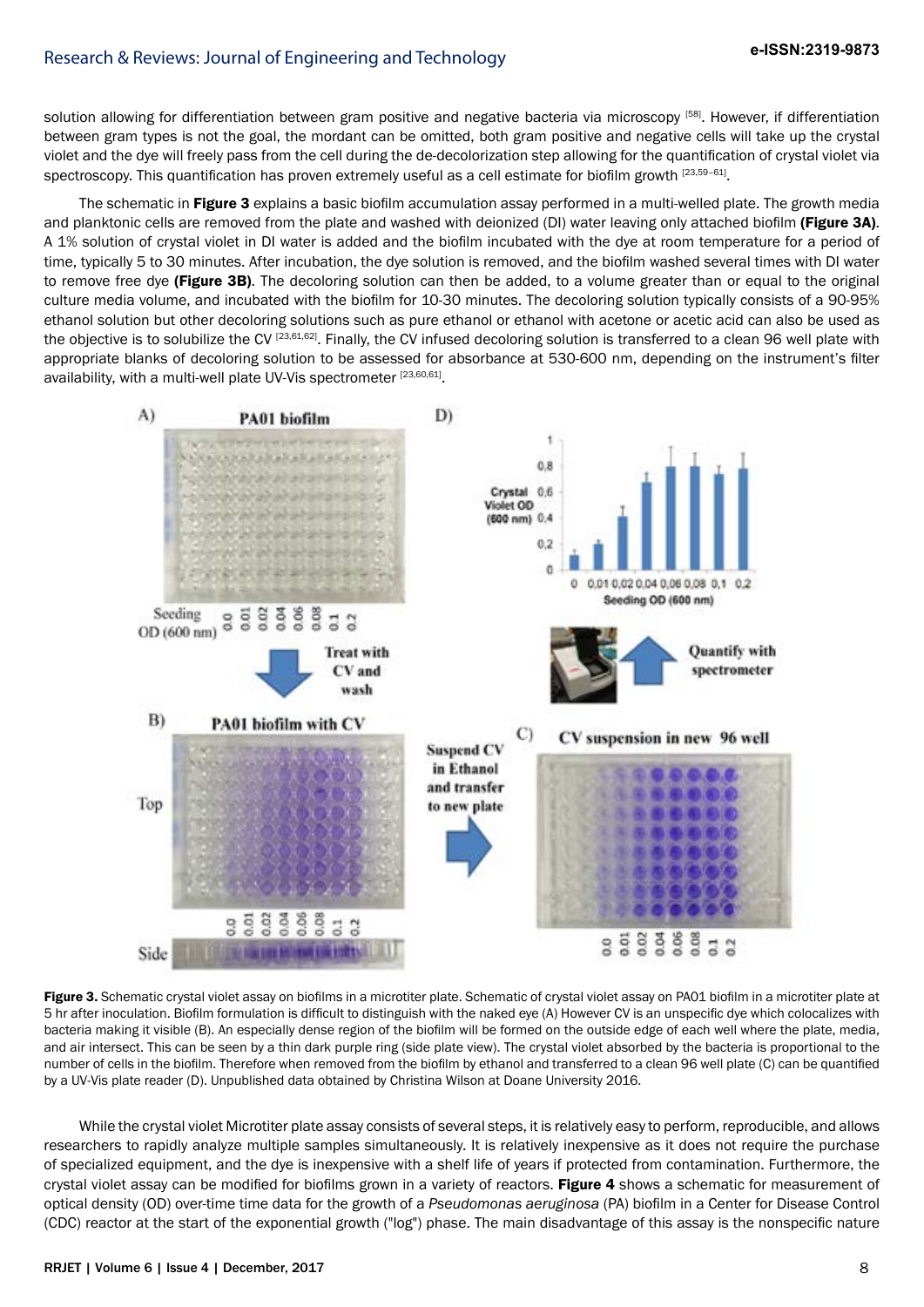solution allowing for differentiation between gram positive and negative bacteria via microscopy [58]. However, if differentiation between gram types is not the goal, the mordant can be omitted, both gram positive and negative cells will take up the crystal violet and the dye will freely pass from the cell during the de-decolorization step allowing for the quantification of crystal violet via spectroscopy. This quantification has proven extremely useful as a cell estimate for biofilm growth [23,59-61].

The schematic in **Figure 3** explains a basic biofilm accumulation assay performed in a multi-welled plate. The growth media and planktonic cells are removed from the plate and washed with deionized (DI) water leaving only attached biofilm **(Figure 3A)**. A 1% solution of crystal violet in DI water is added and the biofilm incubated with the dye at room temperature for a period of time, typically 5 to 30 minutes. After incubation, the dye solution is removed, and the biofilm washed several times with DI water to remove free dye **(Figure 3B)**. The decoloring solution can then be added, to a volume greater than or equal to the original culture media volume, and incubated with the biofilm for 10-30 minutes. The decoloring solution typically consists of a 90-95% ethanol solution but other decoloring solutions such as pure ethanol or ethanol with acetone or acetic acid can also be used as the objective is to solubilize the CV [23,61,62]. Finally, the CV infused decoloring solution is transferred to a clean 96 well plate with appropriate blanks of decoloring solution to be assessed for absorbance at 530-600 nm, depending on the instrument's filter availability, with a multi-well plate UV-Vis spectrometer [23,60,61].

**Figure 3.** Schematic crystal violet assay on biofilms in a microtiter plate. Schematic of crystal violet assay on PA01 biofilm in a microtiter plate at 5 hr after inoculation. Biofilm formulation is difficult to distinguish with the naked eye (A) However CV is an unspecific dye which colocalizes with bacteria making it visible (B). An especially dense region of the biofilm will be formed on the outside edge of each well where the plate, media, and air intersect. This can be seen by a thin dark purple ring (side plate view). The crystal violet absorbed by the bacteria is proportional to the number of cells in the biofilm. Therefore when removed from the biofilm by ethanol and transferred to a clean 96 well plate (C) can be quantified by a UV-Vis plate reader (D). Unpublished data obtained by Christina Wilson at Doane University 2016.

While the crystal violet Microtiter plate assay consists of several steps, it is relatively easy to perform, reproducible, and allows researchers to rapidly analyze multiple samples simultaneously. It is relatively inexpensive as it does not require the purchase of specialized equipment, and the dye is inexpensive with a shelf life of years if protected from contamination. Furthermore, the crystal violet assay can be modified for biofilms grown in a variety of reactors. **Figure 4** shows a schematic for measurement of optical density (OD) over-time time data for the growth of a *Pseudomonas aeruginosa* (PA) biofilm in a Center for Disease Control (CDC) reactor at the start of the exponential growth ("log") phase. The main disadvantage of this assay is the nonspecific nature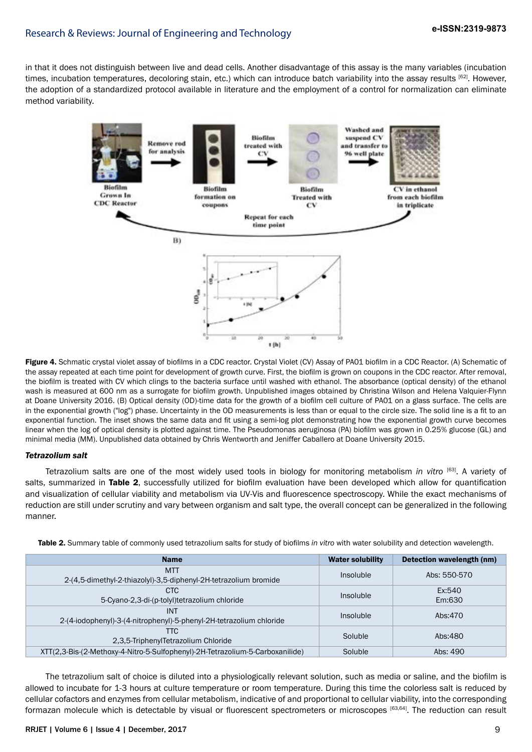in that it does not distinguish between live and dead cells. Another disadvantage of this assay is the many variables (incubation times, incubation temperatures, decoloring stain, etc.) which can introduce batch variability into the assay results [62]. However, the adoption of a standardized protocol available in literature and the employment of a control for normalization can eliminate method variability.

**Figure 4.** Schmatic crystal violet assay of biofilms in a CDC reactor. Crystal Violet (CV) Assay of PA01 biofilm in a CDC Reactor. (A) Schematic of the assay repeated at each time point for development of growth curve. First, the biofilm is grown on coupons in the CDC reactor. After removal, the biofilm is treated with CV which clings to the bacteria surface until washed with ethanol. The absorbance (optical density) of the ethanol wash is measured at 600 nm as a surrogate for biofilm growth. Unpublished images obtained by Christina Wilson and Helena Valquier-Flynn at Doane University 2016. (B) Optical density (OD)-time data for the growth of a biofilm cell culture of PA01 on a glass surface. The cells are in the exponential growth ("log") phase. Uncertainty in the OD measurements is less than or equal to the circle size. The solid line is a fit to an exponential function. The inset shows the same data and fit using a semi-log plot demonstrating how the exponential growth curve becomes linear when the log of optical density is plotted against time. The Pseudomonas aeruginosa (PA) biofilm was grown in 0.25% glucose (GL) and minimal media (MM). Unpublished data obtained by Chris Wentworth and Jeniffer Caballero at Doane University 2015.

### *Tetrazolium salt*

Tetrazolium salts are one of the most widely used tools in biology for monitoring metabolism *in vitro* [63]. A variety of salts, summarized in **Table 2**, successfully utilized for biofilm evaluation have been developed which allow for quantification and visualization of cellular viability and metabolism via UV-Vis and fluorescence spectroscopy. While the exact mechanisms of reduction are still under scrutiny and vary between organism and salt type, the overall concept can be generalized in the following manner.

**Table 2.** Summary table of commonly used tetrazolium salts for study of biofilms *in vitro* with water solubility and detection wavelength.

| Name | Water solubility | Detection wavelength (nm) |
|---|---|---|
| MTT 2-(4,5-dimethyl-2-thiazolyl)-3,5-diphenyl-2H-tetrazolium bromide | Insoluble | Abs: 550-570 |
| CTC 5-Cyano-2,3-di-(p-tolyl)tetrazolium chloride | Insoluble | Ex:540 Em:630 |
| INT 2-(4-iodophenyl)-3-(4-nitrophenyl)-5-phenyl-2H-tetrazolium chloride | Insoluble | Abs:470 |
| TTC 2,3,5-TriphenylTetrazolium Chloride | Soluble | Abs:480 |
| XTT(2,3-Bis-(2-Methoxy-4-Nitro-5-Sulfophenyl)-2H-Tetrazolium-5-Carboxanilide) | Soluble | Abs: 490 |

The tetrazolium salt of choice is diluted into a physiologically relevant solution, such as media or saline, and the biofilm is allowed to incubate for 1-3 hours at culture temperature or room temperature. During this time the colorless salt is reduced by cellular cofactors and enzymes from cellular metabolism, indicative of and proportional to cellular viability, into the corresponding formazan molecule which is detectable by visual or fluorescent spectrometers or microscopes [63,64]. The reduction can result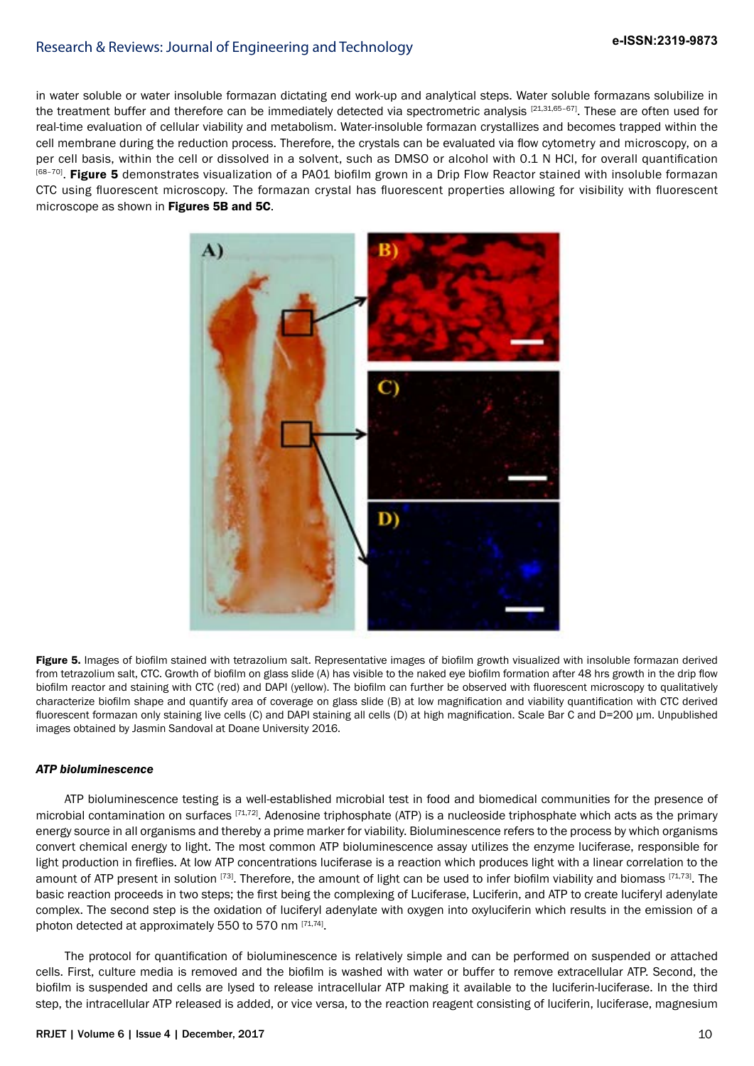in water soluble or water insoluble formazan dictating end work-up and analytical steps. Water soluble formazans solubilize in the treatment buffer and therefore can be immediately detected via spectrometric analysis [21,31,65-67]. These are often used for real-time evaluation of cellular viability and metabolism. Water-insoluble formazan crystallizes and becomes trapped within the cell membrane during the reduction process. Therefore, the crystals can be evaluated via flow cytometry and microscopy, on a per cell basis, within the cell or dissolved in a solvent, such as DMSO or alcohol with 0.1 N HCl, for overall quantification [68-70]. **Figure 5** demonstrates visualization of a PA01 biofilm grown in a Drip Flow Reactor stained with insoluble formazan CTC using fluorescent microscopy. The formazan crystal has fluorescent properties allowing for visibility with fluorescent microscope as shown in **Figures 5B and 5C**.

**Figure 5.** Images of biofilm stained with tetrazolium salt. Representative images of biofilm growth visualized with insoluble formazan derived from tetrazolium salt, CTC. Growth of biofilm on glass slide (A) has visible to the naked eye biofilm formation after 48 hrs growth in the drip flow biofilm reactor and staining with CTC (red) and DAPI (yellow). The biofilm can further be observed with fluorescent microscopy to qualitatively characterize biofilm shape and quantify area of coverage on glass slide (B) at low magnification and viability quantification with CTC derived fluorescent formazan only staining live cells (C) and DAPI staining all cells (D) at high magnification. Scale Bar C and D=200 μm. Unpublished images obtained by Jasmin Sandoval at Doane University 2016.

### *ATP bioluminescence*

ATP bioluminescence testing is a well-established microbial test in food and biomedical communities for the presence of microbial contamination on surfaces [71,72]. Adenosine triphosphate (ATP) is a nucleoside triphosphate which acts as the primary energy source in all organisms and thereby a prime marker for viability. Bioluminescence refers to the process by which organisms convert chemical energy to light. The most common ATP bioluminescence assay utilizes the enzyme luciferase, responsible for light production in fireflies. At low ATP concentrations luciferase is a reaction which produces light with a linear correlation to the amount of ATP present in solution [73]. Therefore, the amount of light can be used to infer biofilm viability and biomass [71,73]. The basic reaction proceeds in two steps; the first being the complexing of Luciferase, Luciferin, and ATP to create luciferyl adenylate complex. The second step is the oxidation of luciferyl adenylate with oxygen into oxyluciferin which results in the emission of a photon detected at approximately 550 to 570 nm [71,74].

The protocol for quantification of bioluminescence is relatively simple and can be performed on suspended or attached cells. First, culture media is removed and the biofilm is washed with water or buffer to remove extracellular ATP. Second, the biofilm is suspended and cells are lysed to release intracellular ATP making it available to the luciferin-luciferase. In the third step, the intracellular ATP released is added, or vice versa, to the reaction reagent consisting of luciferin, luciferase, magnesium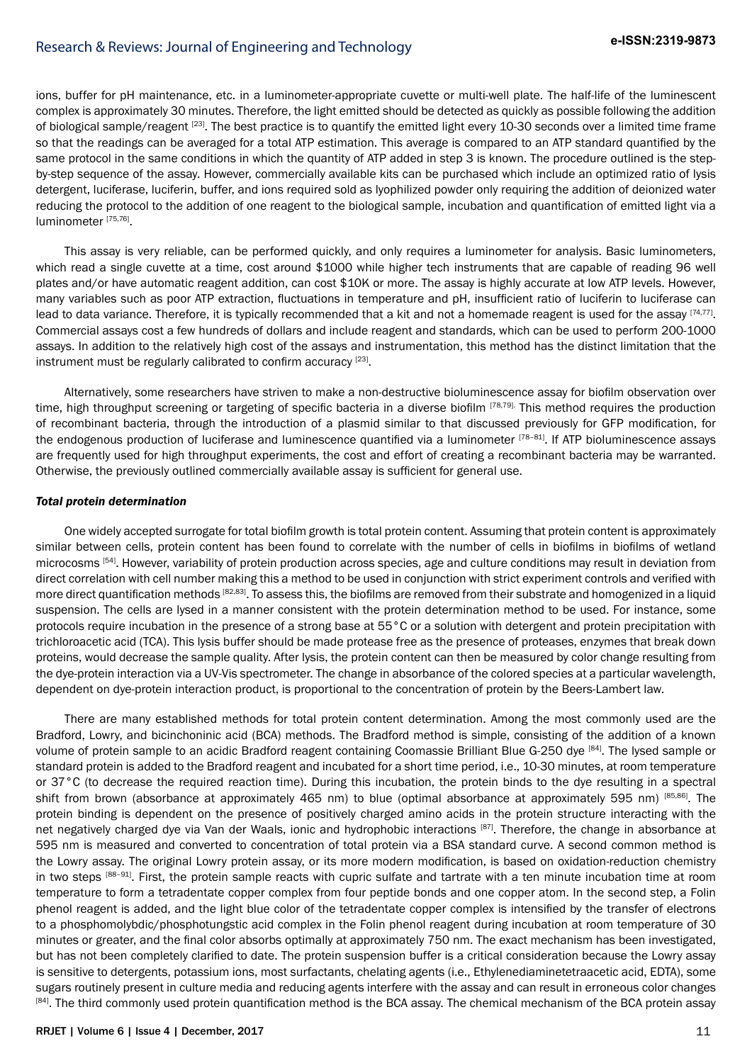ions, buffer for pH maintenance, etc. in a luminometer-appropriate cuvette or multi-well plate. The half-life of the luminescent complex is approximately 30 minutes. Therefore, the light emitted should be detected as quickly as possible following the addition of biological sample/reagent [23]. The best practice is to quantify the emitted light every 10-30 seconds over a limited time frame so that the readings can be averaged for a total ATP estimation. This average is compared to an ATP standard quantified by the same protocol in the same conditions in which the quantity of ATP added in step 3 is known. The procedure outlined is the step-by-step sequence of the assay. However, commercially available kits can be purchased which include an optimized ratio of lysis detergent, luciferase, luciferin, buffer, and ions required sold as lyophilized powder only requiring the addition of deionized water reducing the protocol to the addition of one reagent to the biological sample, incubation and quantification of emitted light via a luminometer [75,76].

This assay is very reliable, can be performed quickly, and only requires a luminometer for analysis. Basic luminometers, which read a single cuvette at a time, cost around $1000 while higher tech instruments that are capable of reading 96 well plates and/or have automatic reagent addition, can cost $10K or more. The assay is highly accurate at low ATP levels. However, many variables such as poor ATP extraction, fluctuations in temperature and pH, insufficient ratio of luciferin to luciferase can lead to data variance. Therefore, it is typically recommended that a kit and not a homemade reagent is used for the assay [74,77]. Commercial assays cost a few hundreds of dollars and include reagent and standards, which can be used to perform 200-1000 assays. In addition to the relatively high cost of the assays and instrumentation, this method has the distinct limitation that the instrument must be regularly calibrated to confirm accuracy [23].

Alternatively, some researchers have striven to make a non-destructive bioluminescence assay for biofilm observation over time, high throughput screening or targeting of specific bacteria in a diverse biofilm [78,79]. This method requires the production of recombinant bacteria, through the introduction of a plasmid similar to that discussed previously for GFP modification, for the endogenous production of luciferase and luminescence quantified via a luminometer [78-81]. If ATP bioluminescence assays are frequently used for high throughput experiments, the cost and effort of creating a recombinant bacteria may be warranted. Otherwise, the previously outlined commercially available assay is sufficient for general use.

***Total protein determination***

One widely accepted surrogate for total biofilm growth is total protein content. Assuming that protein content is approximately similar between cells, protein content has been found to correlate with the number of cells in biofilms in biofilms of wetland microcosms [54]. However, variability of protein production across species, age and culture conditions may result in deviation from direct correlation with cell number making this a method to be used in conjunction with strict experiment controls and verified with more direct quantification methods [82,83]. To assess this, the biofilms are removed from their substrate and homogenized in a liquid suspension. The cells are lysed in a manner consistent with the protein determination method to be used. For instance, some protocols require incubation in the presence of a strong base at 55°C or a solution with detergent and protein precipitation with trichloroacetic acid (TCA). This lysis buffer should be made protease free as the presence of proteases, enzymes that break down proteins, would decrease the sample quality. After lysis, the protein content can then be measured by color change resulting from the dye-protein interaction via a UV-Vis spectrometer. The change in absorbance of the colored species at a particular wavelength, dependent on dye-protein interaction product, is proportional to the concentration of protein by the Beers-Lambert law.

There are many established methods for total protein content determination. Among the most commonly used are the Bradford, Lowry, and bicinchoninic acid (BCA) methods. The Bradford method is simple, consisting of the addition of a known volume of protein sample to an acidic Bradford reagent containing Coomassie Brilliant Blue G-250 dye [84]. The lysed sample or standard protein is added to the Bradford reagent and incubated for a short time period, i.e., 10-30 minutes, at room temperature or 37°C (to decrease the required reaction time). During this incubation, the protein binds to the dye resulting in a spectral shift from brown (absorbance at approximately 465 nm) to blue (optimal absorbance at approximately 595 nm) [85,86]. The protein binding is dependent on the presence of positively charged amino acids in the protein structure interacting with the net negatively charged dye via Van der Waals, ionic and hydrophobic interactions [87]. Therefore, the change in absorbance at 595 nm is measured and converted to concentration of total protein via a BSA standard curve. A second common method is the Lowry assay. The original Lowry protein assay, or its more modern modification, is based on oxidation-reduction chemistry in two steps [88-91]. First, the protein sample reacts with cupric sulfate and tartrate with a ten minute incubation time at room temperature to form a tetradentate copper complex from four peptide bonds and one copper atom. In the second step, a Folin phenol reagent is added, and the light blue color of the tetradentate copper complex is intensified by the transfer of electrons to a phosphomolybdic/phosphotungstic acid complex in the Folin phenol reagent during incubation at room temperature of 30 minutes or greater, and the final color absorbs optimally at approximately 750 nm. The exact mechanism has been investigated, but has not been completely clarified to date. The protein suspension buffer is a critical consideration because the Lowry assay is sensitive to detergents, potassium ions, most surfactants, chelating agents (i.e., Ethylenediaminetetraacetic acid, EDTA), some sugars routinely present in culture media and reducing agents interfere with the assay and can result in erroneous color changes [84]. The third commonly used protein quantification method is the BCA assay. The chemical mechanism of the BCA protein assay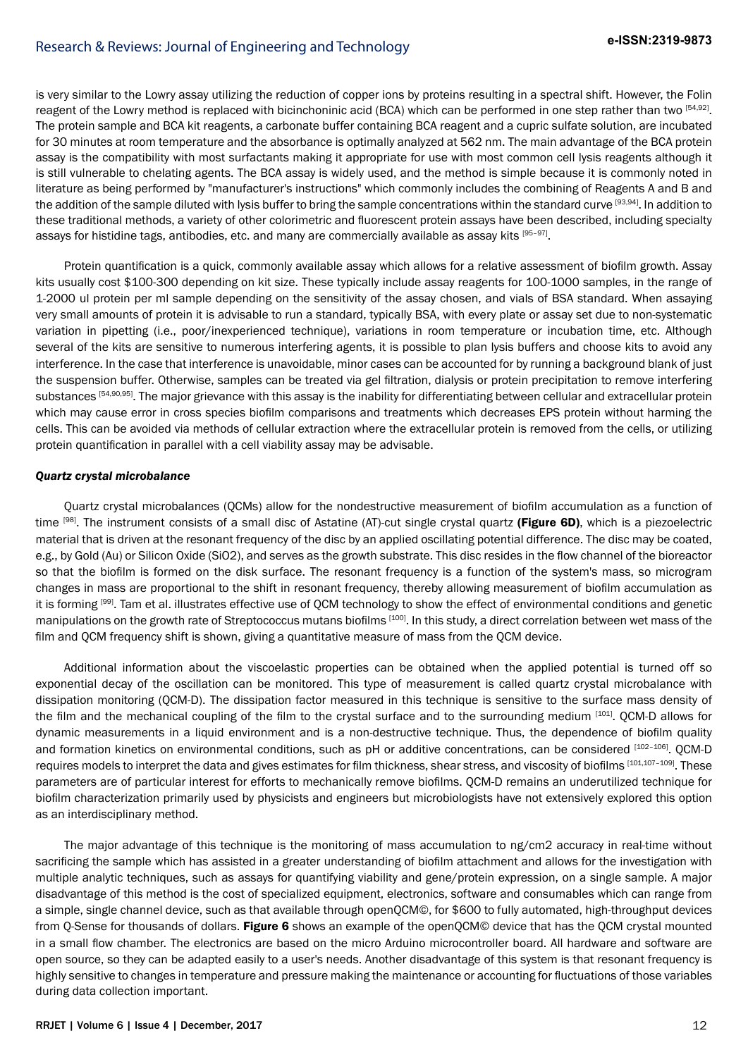is very similar to the Lowry assay utilizing the reduction of copper ions by proteins resulting in a spectral shift. However, the Folin reagent of the Lowry method is replaced with bicinchoninic acid (BCA) which can be performed in one step rather than two [54,92]. The protein sample and BCA kit reagents, a carbonate buffer containing BCA reagent and a cupric sulfate solution, are incubated for 30 minutes at room temperature and the absorbance is optimally analyzed at 562 nm. The main advantage of the BCA protein assay is the compatibility with most surfactants making it appropriate for use with most common cell lysis reagents although it is still vulnerable to chelating agents. The BCA assay is widely used, and the method is simple because it is commonly noted in literature as being performed by "manufacturer's instructions" which commonly includes the combining of Reagents A and B and the addition of the sample diluted with lysis buffer to bring the sample concentrations within the standard curve [93,94]. In addition to these traditional methods, a variety of other colorimetric and fluorescent protein assays have been described, including specialty assays for histidine tags, antibodies, etc. and many are commercially available as assay kits [95-97].

Protein quantification is a quick, commonly available assay which allows for a relative assessment of biofilm growth. Assay kits usually cost $100-300 depending on kit size. These typically include assay reagents for 100-1000 samples, in the range of 1-2000 ul protein per ml sample depending on the sensitivity of the assay chosen, and vials of BSA standard. When assaying very small amounts of protein it is advisable to run a standard, typically BSA, with every plate or assay set due to non-systematic variation in pipetting (i.e., poor/inexperienced technique), variations in room temperature or incubation time, etc. Although several of the kits are sensitive to numerous interfering agents, it is possible to plan lysis buffers and choose kits to avoid any interference. In the case that interference is unavoidable, minor cases can be accounted for by running a background blank of just the suspension buffer. Otherwise, samples can be treated via gel filtration, dialysis or protein precipitation to remove interfering substances [54,90,95]. The major grievance with this assay is the inability for differentiating between cellular and extracellular protein which may cause error in cross species biofilm comparisons and treatments which decreases EPS protein without harming the cells. This can be avoided via methods of cellular extraction where the extracellular protein is removed from the cells, or utilizing protein quantification in parallel with a cell viability assay may be advisable.

***Quartz crystal microbalance***

Quartz crystal microbalances (QCMs) allow for the nondestructive measurement of biofilm accumulation as a function of time [98]. The instrument consists of a small disc of Astatine (AT)-cut single crystal quartz **(Figure 6D)**, which is a piezoelectric material that is driven at the resonant frequency of the disc by an applied oscillating potential difference. The disc may be coated, e.g., by Gold (Au) or Silicon Oxide (SiO2), and serves as the growth substrate. This disc resides in the flow channel of the bioreactor so that the biofilm is formed on the disk surface. The resonant frequency is a function of the system's mass, so microgram changes in mass are proportional to the shift in resonant frequency, thereby allowing measurement of biofilm accumulation as it is forming [99]. Tam et al. illustrates effective use of QCM technology to show the effect of environmental conditions and genetic manipulations on the growth rate of Streptococcus mutans biofilms [100]. In this study, a direct correlation between wet mass of the film and QCM frequency shift is shown, giving a quantitative measure of mass from the QCM device.

Additional information about the viscoelastic properties can be obtained when the applied potential is turned off so exponential decay of the oscillation can be monitored. This type of measurement is called quartz crystal microbalance with dissipation monitoring (QCM-D). The dissipation factor measured in this technique is sensitive to the surface mass density of the film and the mechanical coupling of the film to the crystal surface and to the surrounding medium [101]. QCM-D allows for dynamic measurements in a liquid environment and is a non-destructive technique. Thus, the dependence of biofilm quality and formation kinetics on environmental conditions, such as pH or additive concentrations, can be considered [102-106]. QCM-D requires models to interpret the data and gives estimates for film thickness, shear stress, and viscosity of biofilms [101,107-109]. These parameters are of particular interest for efforts to mechanically remove biofilms. QCM-D remains an underutilized technique for biofilm characterization primarily used by physicists and engineers but microbiologists have not extensively explored this option as an interdisciplinary method.

The major advantage of this technique is the monitoring of mass accumulation to ng/cm2 accuracy in real-time without sacrificing the sample which has assisted in a greater understanding of biofilm attachment and allows for the investigation with multiple analytic techniques, such as assays for quantifying viability and gene/protein expression, on a single sample. A major disadvantage of this method is the cost of specialized equipment, electronics, software and consumables which can range from a simple, single channel device, such as that available through openQCM©, for $600 to fully automated, high-throughput devices from Q-Sense for thousands of dollars. **Figure 6** shows an example of the openQCM© device that has the QCM crystal mounted in a small flow chamber. The electronics are based on the micro Arduino microcontroller board. All hardware and software are open source, so they can be adapted easily to a user's needs. Another disadvantage of this system is that resonant frequency is highly sensitive to changes in temperature and pressure making the maintenance or accounting for fluctuations of those variables during data collection important.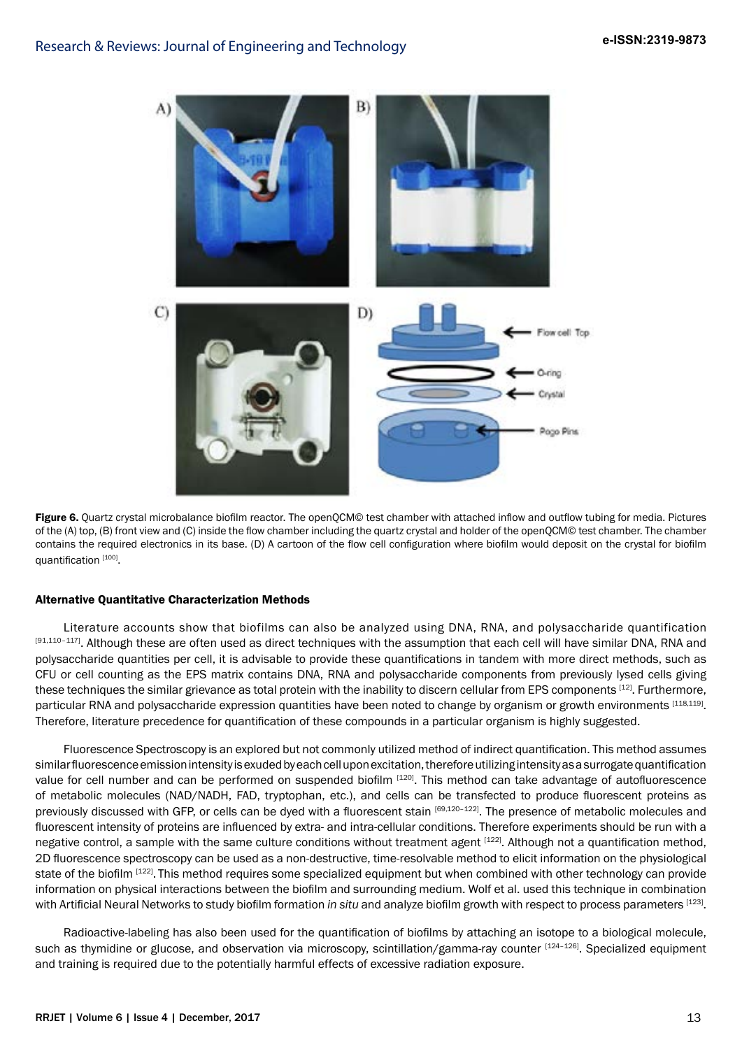**Figure 6.** Quartz crystal microbalance biofilm reactor. The openQCM© test chamber with attached inflow and outflow tubing for media. Pictures of the (A) top, (B) front view and (C) inside the flow chamber including the quartz crystal and holder of the openQCM© test chamber. The chamber contains the required electronics in its base. (D) A cartoon of the flow cell configuration where biofilm would deposit on the crystal for biofilm quantification [100].

### Alternative Quantitative Characterization Methods

Literature accounts show that biofilms can also be analyzed using DNA, RNA, and polysaccharide quantification [91,110-117]. Although these are often used as direct techniques with the assumption that each cell will have similar DNA, RNA and polysaccharide quantities per cell, it is advisable to provide these quantifications in tandem with more direct methods, such as CFU or cell counting as the EPS matrix contains DNA, RNA and polysaccharide components from previously lysed cells giving these techniques the similar grievance as total protein with the inability to discern cellular from EPS components [12]. Furthermore, particular RNA and polysaccharide expression quantities have been noted to change by organism or growth environments [118,119]. Therefore, literature precedence for quantification of these compounds in a particular organism is highly suggested.

Fluorescence Spectroscopy is an explored but not commonly utilized method of indirect quantification. This method assumes similar fluorescence emission intensity is exuded by each cell upon excitation, therefore utilizing intensity as a surrogate quantification value for cell number and can be performed on suspended biofilm [120]. This method can take advantage of autofluorescence of metabolic molecules (NAD/NADH, FAD, tryptophan, etc.), and cells can be transfected to produce fluorescent proteins as previously discussed with GFP, or cells can be dyed with a fluorescent stain [69,120-122]. The presence of metabolic molecules and fluorescent intensity of proteins are influenced by extra- and intra-cellular conditions. Therefore experiments should be run with a negative control, a sample with the same culture conditions without treatment agent [122]. Although not a quantification method, 2D fluorescence spectroscopy can be used as a non-destructive, time-resolvable method to elicit information on the physiological state of the biofilm [122]. This method requires some specialized equipment but when combined with other technology can provide information on physical interactions between the biofilm and surrounding medium. Wolf et al. used this technique in combination with Artificial Neural Networks to study biofilm formation *in situ* and analyze biofilm growth with respect to process parameters [123].

Radioactive-labeling has also been used for the quantification of biofilms by attaching an isotope to a biological molecule, such as thymidine or glucose, and observation via microscopy, scintillation/gamma-ray counter [124-126]. Specialized equipment and training is required due to the potentially harmful effects of excessive radiation exposure.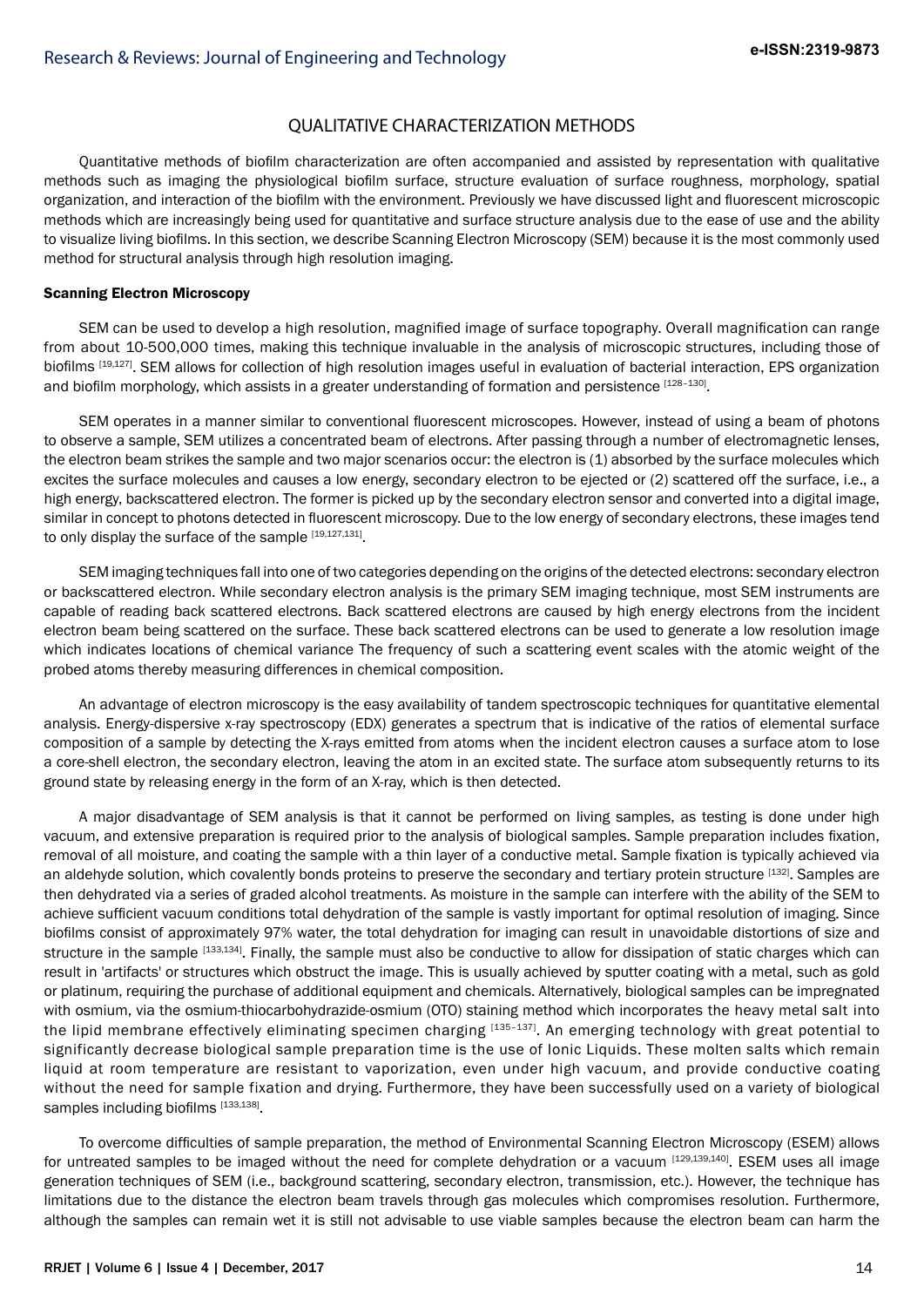## QUALITATIVE CHARACTERIZATION METHODS

Quantitative methods of biofilm characterization are often accompanied and assisted by representation with qualitative methods such as imaging the physiological biofilm surface, structure evaluation of surface roughness, morphology, spatial organization, and interaction of the biofilm with the environment. Previously we have discussed light and fluorescent microscopic methods which are increasingly being used for quantitative and surface structure analysis due to the ease of use and the ability to visualize living biofilms. In this section, we describe Scanning Electron Microscopy (SEM) because it is the most commonly used method for structural analysis through high resolution imaging.

### Scanning Electron Microscopy

SEM can be used to develop a high resolution, magnified image of surface topography. Overall magnification can range from about 10-500,000 times, making this technique invaluable in the analysis of microscopic structures, including those of biofilms [19,127]. SEM allows for collection of high resolution images useful in evaluation of bacterial interaction, EPS organization and biofilm morphology, which assists in a greater understanding of formation and persistence [128–130].

SEM operates in a manner similar to conventional fluorescent microscopes. However, instead of using a beam of photons to observe a sample, SEM utilizes a concentrated beam of electrons. After passing through a number of electromagnetic lenses, the electron beam strikes the sample and two major scenarios occur: the electron is (1) absorbed by the surface molecules which excites the surface molecules and causes a low energy, secondary electron to be ejected or (2) scattered off the surface, i.e., a high energy, backscattered electron. The former is picked up by the secondary electron sensor and converted into a digital image, similar in concept to photons detected in fluorescent microscopy. Due to the low energy of secondary electrons, these images tend to only display the surface of the sample [19,127,131].

SEM imaging techniques fall into one of two categories depending on the origins of the detected electrons: secondary electron or backscattered electron. While secondary electron analysis is the primary SEM imaging technique, most SEM instruments are capable of reading back scattered electrons. Back scattered electrons are caused by high energy electrons from the incident electron beam being scattered on the surface. These back scattered electrons can be used to generate a low resolution image which indicates locations of chemical variance The frequency of such a scattering event scales with the atomic weight of the probed atoms thereby measuring differences in chemical composition.

An advantage of electron microscopy is the easy availability of tandem spectroscopic techniques for quantitative elemental analysis. Energy-dispersive x-ray spectroscopy (EDX) generates a spectrum that is indicative of the ratios of elemental surface composition of a sample by detecting the X-rays emitted from atoms when the incident electron causes a surface atom to lose a core-shell electron, the secondary electron, leaving the atom in an excited state. The surface atom subsequently returns to its ground state by releasing energy in the form of an X-ray, which is then detected.

A major disadvantage of SEM analysis is that it cannot be performed on living samples, as testing is done under high vacuum, and extensive preparation is required prior to the analysis of biological samples. Sample preparation includes fixation, removal of all moisture, and coating the sample with a thin layer of a conductive metal. Sample fixation is typically achieved via an aldehyde solution, which covalently bonds proteins to preserve the secondary and tertiary protein structure [132]. Samples are then dehydrated via a series of graded alcohol treatments. As moisture in the sample can interfere with the ability of the SEM to achieve sufficient vacuum conditions total dehydration of the sample is vastly important for optimal resolution of imaging. Since biofilms consist of approximately 97% water, the total dehydration for imaging can result in unavoidable distortions of size and structure in the sample [133,134]. Finally, the sample must also be conductive to allow for dissipation of static charges which can result in 'artifacts' or structures which obstruct the image. This is usually achieved by sputter coating with a metal, such as gold or platinum, requiring the purchase of additional equipment and chemicals. Alternatively, biological samples can be impregnated with osmium, via the osmium-thiocarbohydrazide-osmium (OTO) staining method which incorporates the heavy metal salt into the lipid membrane effectively eliminating specimen charging [135–137]. An emerging technology with great potential to significantly decrease biological sample preparation time is the use of Ionic Liquids. These molten salts which remain liquid at room temperature are resistant to vaporization, even under high vacuum, and provide conductive coating without the need for sample fixation and drying. Furthermore, they have been successfully used on a variety of biological samples including biofilms [133,138].

To overcome difficulties of sample preparation, the method of Environmental Scanning Electron Microscopy (ESEM) allows for untreated samples to be imaged without the need for complete dehydration or a vacuum [129,139,140]. ESEM uses all image generation techniques of SEM (i.e., background scattering, secondary electron, transmission, etc.). However, the technique has limitations due to the distance the electron beam travels through gas molecules which compromises resolution. Furthermore, although the samples can remain wet it is still not advisable to use viable samples because the electron beam can harm the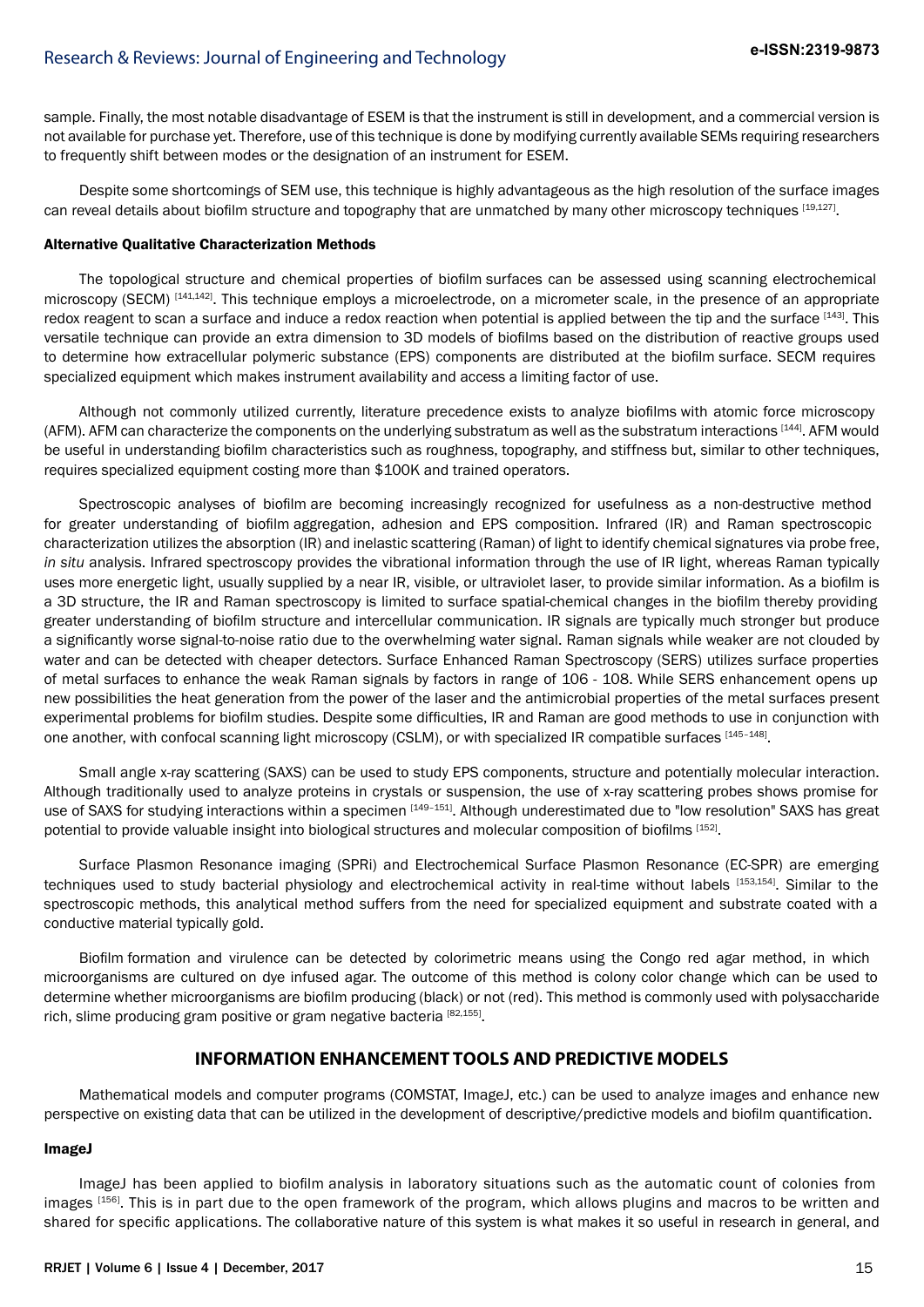sample. Finally, the most notable disadvantage of ESEM is that the instrument is still in development, and a commercial version is not available for purchase yet. Therefore, use of this technique is done by modifying currently available SEMs requiring researchers to frequently shift between modes or the designation of an instrument for ESEM.

Despite some shortcomings of SEM use, this technique is highly advantageous as the high resolution of the surface images can reveal details about biofilm structure and topography that are unmatched by many other microscopy techniques [19,127].

### Alternative Qualitative Characterization Methods

The topological structure and chemical properties of biofilm surfaces can be assessed using scanning electrochemical microscopy (SECM) [141,142]. This technique employs a microelectrode, on a micrometer scale, in the presence of an appropriate redox reagent to scan a surface and induce a redox reaction when potential is applied between the tip and the surface [143]. This versatile technique can provide an extra dimension to 3D models of biofilms based on the distribution of reactive groups used to determine how extracellular polymeric substance (EPS) components are distributed at the biofilm surface. SECM requires specialized equipment which makes instrument availability and access a limiting factor of use.

Although not commonly utilized currently, literature precedence exists to analyze biofilms with atomic force microscopy (AFM). AFM can characterize the components on the underlying substratum as well as the substratum interactions [144]. AFM would be useful in understanding biofilm characteristics such as roughness, topography, and stiffness but, similar to other techniques, requires specialized equipment costing more than $100K and trained operators.

Spectroscopic analyses of biofilm are becoming increasingly recognized for usefulness as a non-destructive method for greater understanding of biofilm aggregation, adhesion and EPS composition. Infrared (IR) and Raman spectroscopic characterization utilizes the absorption (IR) and inelastic scattering (Raman) of light to identify chemical signatures via probe free, *in situ* analysis. Infrared spectroscopy provides the vibrational information through the use of IR light, whereas Raman typically uses more energetic light, usually supplied by a near IR, visible, or ultraviolet laser, to provide similar information. As a biofilm is a 3D structure, the IR and Raman spectroscopy is limited to surface spatial-chemical changes in the biofilm thereby providing greater understanding of biofilm structure and intercellular communication. IR signals are typically much stronger but produce a significantly worse signal-to-noise ratio due to the overwhelming water signal. Raman signals while weaker are not clouded by water and can be detected with cheaper detectors. Surface Enhanced Raman Spectroscopy (SERS) utilizes surface properties of metal surfaces to enhance the weak Raman signals by factors in range of 106 - 108. While SERS enhancement opens up new possibilities the heat generation from the power of the laser and the antimicrobial properties of the metal surfaces present experimental problems for biofilm studies. Despite some difficulties, IR and Raman are good methods to use in conjunction with one another, with confocal scanning light microscopy (CSLM), or with specialized IR compatible surfaces [145–148].

Small angle x-ray scattering (SAXS) can be used to study EPS components, structure and potentially molecular interaction. Although traditionally used to analyze proteins in crystals or suspension, the use of x-ray scattering probes shows promise for use of SAXS for studying interactions within a specimen [149–151]. Although underestimated due to "low resolution" SAXS has great potential to provide valuable insight into biological structures and molecular composition of biofilms [152].

Surface Plasmon Resonance imaging (SPRi) and Electrochemical Surface Plasmon Resonance (EC-SPR) are emerging techniques used to study bacterial physiology and electrochemical activity in real-time without labels [153,154]. Similar to the spectroscopic methods, this analytical method suffers from the need for specialized equipment and substrate coated with a conductive material typically gold.

Biofilm formation and virulence can be detected by colorimetric means using the Congo red agar method, in which microorganisms are cultured on dye infused agar. The outcome of this method is colony color change which can be used to determine whether microorganisms are biofilm producing (black) or not (red). This method is commonly used with polysaccharide rich, slime producing gram positive or gram negative bacteria [82,155].

## INFORMATION ENHANCEMENT TOOLS AND PREDICTIVE MODELS

Mathematical models and computer programs (COMSTAT, ImageJ, etc.) can be used to analyze images and enhance new perspective on existing data that can be utilized in the development of descriptive/predictive models and biofilm quantification.

### ImageJ

ImageJ has been applied to biofilm analysis in laboratory situations such as the automatic count of colonies from images [156]. This is in part due to the open framework of the program, which allows plugins and macros to be written and shared for specific applications. The collaborative nature of this system is what makes it so useful in research in general, and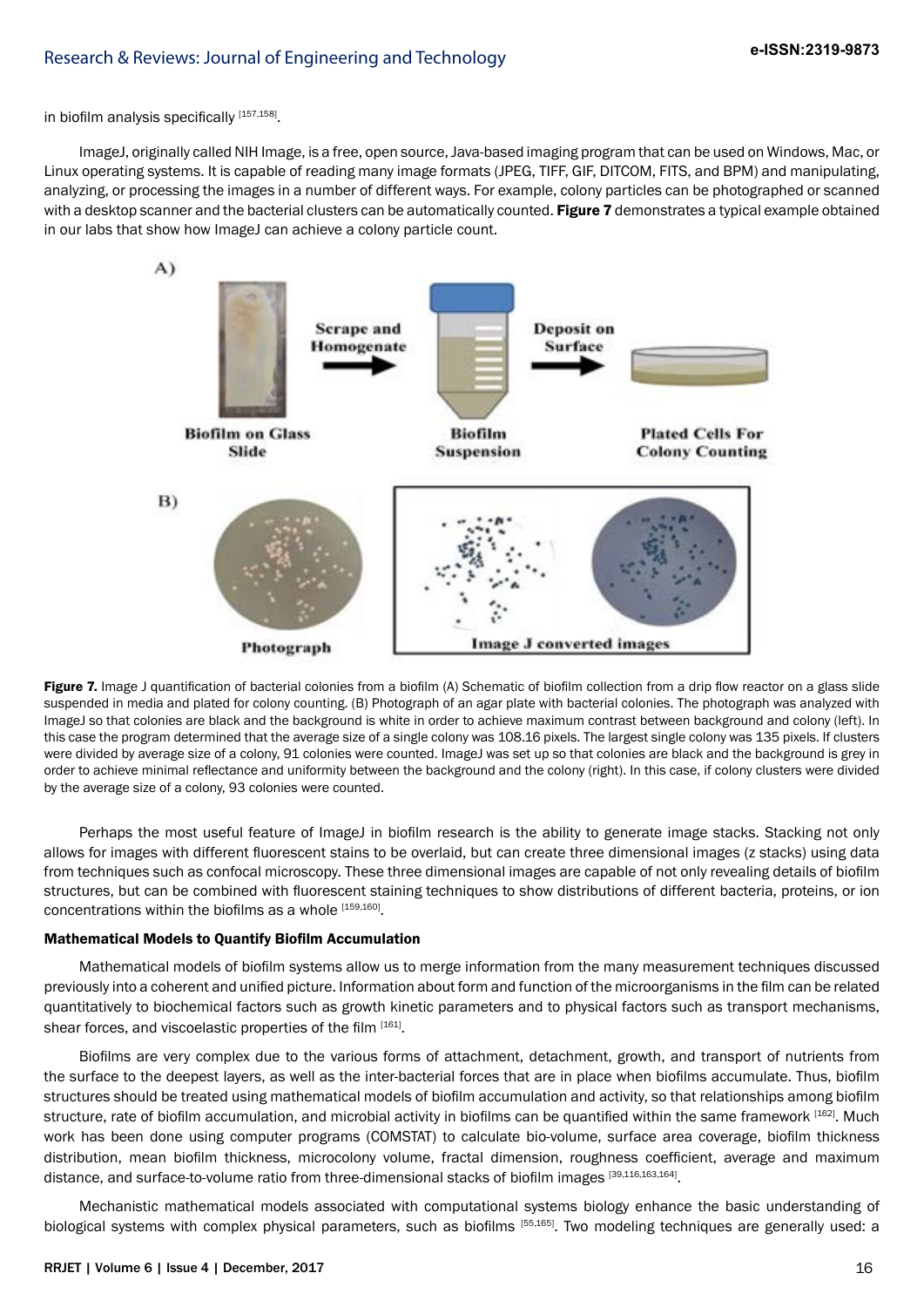in biofilm analysis specifically [157,158].

ImageJ, originally called NIH Image, is a free, open source, Java-based imaging program that can be used on Windows, Mac, or Linux operating systems. It is capable of reading many image formats (JPEG, TIFF, GIF, DITCOM, FITS, and BPM) and manipulating, analyzing, or processing the images in a number of different ways. For example, colony particles can be photographed or scanned with a desktop scanner and the bacterial clusters can be automatically counted. **Figure 7** demonstrates a typical example obtained in our labs that show how ImageJ can achieve a colony particle count.

**Figure 7.** Image J quantification of bacterial colonies from a biofilm (A) Schematic of biofilm collection from a drip flow reactor on a glass slide suspended in media and plated for colony counting. (B) Photograph of an agar plate with bacterial colonies. The photograph was analyzed with ImageJ so that colonies are black and the background is white in order to achieve maximum contrast between background and colony (left). In this case the program determined that the average size of a single colony was 108.16 pixels. The largest single colony was 135 pixels. If clusters were divided by average size of a colony, 91 colonies were counted. ImageJ was set up so that colonies are black and the background is grey in order to achieve minimal reflectance and uniformity between the background and the colony (right). In this case, if colony clusters were divided by the average size of a colony, 93 colonies were counted.

Perhaps the most useful feature of ImageJ in biofilm research is the ability to generate image stacks. Stacking not only allows for images with different fluorescent stains to be overlaid, but can create three dimensional images (z stacks) using data from techniques such as confocal microscopy. These three dimensional images are capable of not only revealing details of biofilm structures, but can be combined with fluorescent staining techniques to show distributions of different bacteria, proteins, or ion concentrations within the biofilms as a whole [159,160].

### Mathematical Models to Quantify Biofilm Accumulation

Mathematical models of biofilm systems allow us to merge information from the many measurement techniques discussed previously into a coherent and unified picture. Information about form and function of the microorganisms in the film can be related quantitatively to biochemical factors such as growth kinetic parameters and to physical factors such as transport mechanisms, shear forces, and viscoelastic properties of the film [161].

Biofilms are very complex due to the various forms of attachment, detachment, growth, and transport of nutrients from the surface to the deepest layers, as well as the inter-bacterial forces that are in place when biofilms accumulate. Thus, biofilm structures should be treated using mathematical models of biofilm accumulation and activity, so that relationships among biofilm structure, rate of biofilm accumulation, and microbial activity in biofilms can be quantified within the same framework [162]. Much work has been done using computer programs (COMSTAT) to calculate bio-volume, surface area coverage, biofilm thickness distribution, mean biofilm thickness, microcolony volume, fractal dimension, roughness coefficient, average and maximum distance, and surface-to-volume ratio from three-dimensional stacks of biofilm images [39,116,163,164].

Mechanistic mathematical models associated with computational systems biology enhance the basic understanding of biological systems with complex physical parameters, such as biofilms [55,165]. Two modeling techniques are generally used: a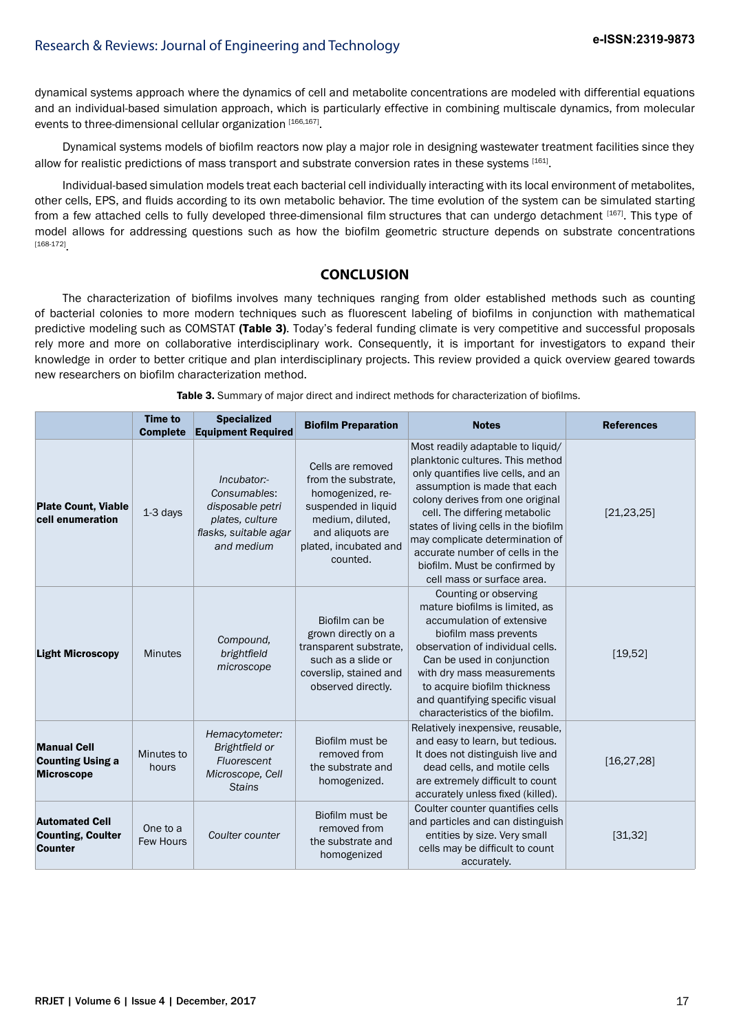dynamical systems approach where the dynamics of cell and metabolite concentrations are modeled with differential equations and an individual-based simulation approach, which is particularly effective in combining multiscale dynamics, from molecular events to three-dimensional cellular organization [166,167].

Dynamical systems models of biofilm reactors now play a major role in designing wastewater treatment facilities since they allow for realistic predictions of mass transport and substrate conversion rates in these systems [161].

Individual-based simulation models treat each bacterial cell individually interacting with its local environment of metabolites, other cells, EPS, and fluids according to its own metabolic behavior. The time evolution of the system can be simulated starting from a few attached cells to fully developed three-dimensional film structures that can undergo detachment [167]. This type of model allows for addressing questions such as how the biofilm geometric structure depends on substrate concentrations [168-172].

## CONCLUSION

The characterization of biofilms involves many techniques ranging from older established methods such as counting of bacterial colonies to more modern techniques such as fluorescent labeling of biofilms in conjunction with mathematical predictive modeling such as COMSTAT **(Table 3)**. Today's federal funding climate is very competitive and successful proposals rely more and more on collaborative interdisciplinary work. Consequently, it is important for investigators to expand their knowledge in order to better critique and plan interdisciplinary projects. This review provided a quick overview geared towards new researchers on biofilm characterization method.

**Table 3.** Summary of major direct and indirect methods for characterization of biofilms.

| | Time to Complete | Specialized Equipment Required | Biofilm Preparation | Notes | References |
|---|---|---|---|---|---|
| **Plate Count, Viable cell enumeration** | 1-3 days | *Incubator:- Consumables: disposable petri plates, culture flasks, suitable agar and medium* | Cells are removed from the substrate, homogenized, re-suspended in liquid medium, diluted, and aliquots are plated, incubated and counted. | Most readily adaptable to liquid/ planktonic cultures. This method only quantifies live cells, and an assumption is made that each colony derives from one original cell. The differing metabolic states of living cells in the biofilm may complicate determination of accurate number of cells in the biofilm. Must be confirmed by cell mass or surface area. | [21,23,25] |
| **Light Microscopy** | Minutes | *Compound, brightfield microscope* | Biofilm can be grown directly on a transparent substrate, such as a slide or coverslip, stained and observed directly. | Counting or observing mature biofilms is limited, as accumulation of extensive biofilm mass prevents observation of individual cells. Can be used in conjunction with dry mass measurements to acquire biofilm thickness and quantifying specific visual characteristics of the biofilm. | [19,52] |
| **Manual Cell Counting Using a Microscope** | Minutes to hours | *Hemacytometer: Brightfield or Fluorescent Microscope, Cell Stains* | Biofilm must be removed from the substrate and homogenized. | Relatively inexpensive, reusable, and easy to learn, but tedious. It does not distinguish live and dead cells, and motile cells are extremely difficult to count accurately unless fixed (killed). | [16,27,28] |
| **Automated Cell Counting, Coulter Counter** | One to a Few Hours | *Coulter counter* | Biofilm must be removed from the substrate and homogenized | Coulter counter quantifies cells and particles and can distinguish entities by size. Very small cells may be difficult to count accurately. | [31,32] |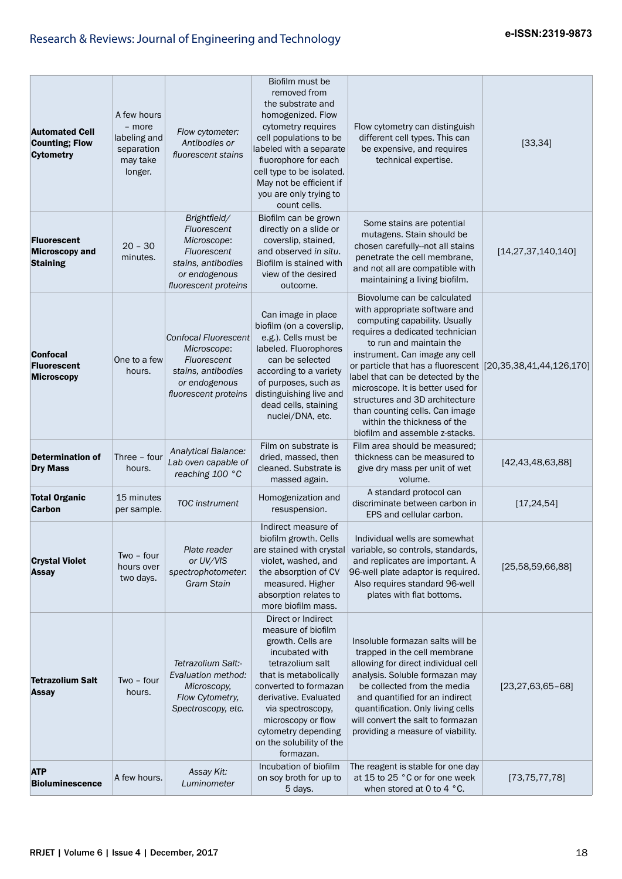| | | | | | |
|---|---|---|---|---|---|
| **Automated Cell Counting; Flow Cytometry** | A few hours – more labeling and separation may take longer. | *Flow cytometer: Antibodies or fluorescent stains* | Biofilm must be removed from the substrate and homogenized. Flow cytometry requires cell populations to be labeled with a separate fluorophore for each cell type to be isolated. May not be efficient if you are only trying to count cells. | Flow cytometry can distinguish different cell types. This can be expensive, and requires technical expertise. | [33,34] |
| **Fluorescent Microscopy and Staining** | 20 – 30 minutes. | *Brightfield/ Fluorescent Microscope: Fluorescent stains, antibodies or endogenous fluorescent proteins* | Biofilm can be grown directly on a slide or coverslip, stained, and observed *in situ*. Biofilm is stained with view of the desired outcome. | Some stains are potential mutagens. Stain should be chosen carefully--not all stains penetrate the cell membrane, and not all are compatible with maintaining a living biofilm. | [14,27,37,140,140] |
| **Confocal Fluorescent Microscopy** | One to a few hours. | *Confocal Fluorescent Microscope: Fluorescent stains, antibodies or endogenous fluorescent proteins* | Can image in place biofilm (on a coverslip, e.g.). Cells must be labeled. Fluorophores can be selected according to a variety of purposes, such as distinguishing live and dead cells, staining nuclei/DNA, etc. | Biovolume can be calculated with appropriate software and computing capability. Usually requires a dedicated technician to run and maintain the instrument. Can image any cell or particle that has a fluorescent label that can be detected by the microscope. It is better used for structures and 3D architecture than counting cells. Can image within the thickness of the biofilm and assemble z-stacks. | [20,35,38,41,44,126,170] |
| **Determination of Dry Mass** | Three – four hours. | *Analytical Balance: Lab oven capable of reaching 100 °C* | Film on substrate is dried, massed, then cleaned. Substrate is massed again. | Film area should be measured; thickness can be measured to give dry mass per unit of wet volume. | [42,43,48,63,88] |
| **Total Organic Carbon** | 15 minutes per sample. | *TOC instrument* | Homogenization and resuspension. | A standard protocol can discriminate between carbon in EPS and cellular carbon. | [17,24,54] |
| **Crystal Violet Assay** | Two – four hours over two days. | *Plate reader or UV/VIS spectrophotometer: Gram Stain* | Indirect measure of biofilm growth. Cells are stained with crystal violet, washed, and the absorption of CV measured. Higher absorption relates to more biofilm mass. | Individual wells are somewhat variable, so controls, standards, and replicates are important. A 96-well plate adaptor is required. Also requires standard 96-well plates with flat bottoms. | [25,58,59,66,88] |
| **Tetrazolium Salt Assay** | Two – four hours. | *Tetrazolium Salt:- Evaluation method: Microscopy, Flow Cytometry, Spectroscopy, etc.* | Direct or Indirect measure of biofilm growth. Cells are incubated with tetrazolium salt that is metabolically converted to formazan derivative. Evaluated via spectroscopy, microscopy or flow cytometry depending on the solubility of the formazan. | Insoluble formazan salts will be trapped in the cell membrane allowing for direct individual cell analysis. Soluble formazan may be collected from the media and quantified for an indirect quantification. Only living cells will convert the salt to formazan providing a measure of viability. | [23,27,63,65–68] |
| **ATP Bioluminescence** | A few hours. | *Assay Kit: Luminometer* | Incubation of biofilm on soy broth for up to 5 days. | The reagent is stable for one day at 15 to 25 °C or for one week when stored at 0 to 4 °C. | [73,75,77,78] |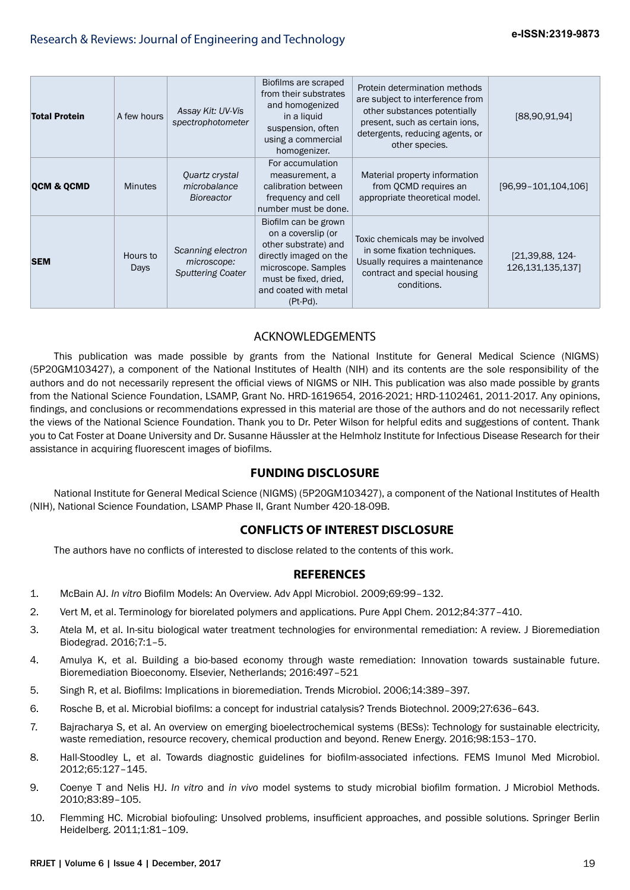| | | | | | |
|---|---|---|---|---|---|
| **Total Protein** | A few hours | *Assay Kit: UV-Vis spectrophotometer* | Biofilms are scraped from their substrates and homogenized in a liquid suspension, often using a commercial homogenizer. | Protein determination methods are subject to interference from other substances potentially present, such as certain ions, detergents, reducing agents, or other species. | [88,90,91,94] |
| **QCM & QCMD** | Minutes | *Quartz crystal microbalance Bioreactor* | For accumulation measurement, a calibration between frequency and cell number must be done. | Material property information from QCMD requires an appropriate theoretical model. | [96,99–101,104,106] |
| **SEM** | Hours to Days | *Scanning electron microscope: Sputtering Coater* | Biofilm can be grown on a coverslip (or other substrate) and directly imaged on the microscope. Samples must be fixed, dried, and coated with metal (Pt-Pd). | Toxic chemicals may be involved in some fixation techniques. Usually requires a maintenance contract and special housing conditions. | [21,39,88, 124-126,131,135,137] |

## ACKNOWLEDGEMENTS

This publication was made possible by grants from the National Institute for General Medical Science (NIGMS) (5P20GM103427), a component of the National Institutes of Health (NIH) and its contents are the sole responsibility of the authors and do not necessarily represent the official views of NIGMS or NIH. This publication was also made possible by grants from the National Science Foundation, LSAMP, Grant No. HRD-1619654, 2016-2021; HRD-1102461, 2011-2017. Any opinions, findings, and conclusions or recommendations expressed in this material are those of the authors and do not necessarily reflect the views of the National Science Foundation. Thank you to Dr. Peter Wilson for helpful edits and suggestions of content. Thank you to Cat Foster at Doane University and Dr. Susanne Häussler at the Helmholz Institute for Infectious Disease Research for their assistance in acquiring fluorescent images of biofilms.

## FUNDING DISCLOSURE

National Institute for General Medical Science (NIGMS) (5P20GM103427), a component of the National Institutes of Health (NIH), National Science Foundation, LSAMP Phase II, Grant Number 420-18-09B.

## CONFLICTS OF INTEREST DISCLOSURE

The authors have no conflicts of interested to disclose related to the contents of this work.

## REFERENCES

1. McBain AJ. *In vitro* Biofilm Models: An Overview. Adv Appl Microbiol. 2009;69:99–132.
2. Vert M, et al. Terminology for biorelated polymers and applications. Pure Appl Chem. 2012;84:377–410.
3. Atela M, et al. In-situ biological water treatment technologies for environmental remediation: A review. J Bioremediation Biodegrad. 2016;7:1–5.
4. Amulya K, et al. Building a bio-based economy through waste remediation: Innovation towards sustainable future. Bioremediation Bioeconomy. Elsevier, Netherlands; 2016:497–521
5. Singh R, et al. Biofilms: Implications in bioremediation. Trends Microbiol. 2006;14:389–397.
6. Rosche B, et al. Microbial biofilms: a concept for industrial catalysis? Trends Biotechnol. 2009;27:636–643.
7. Bajracharya S, et al. An overview on emerging bioelectrochemical systems (BESs): Technology for sustainable electricity, waste remediation, resource recovery, chemical production and beyond. Renew Energy. 2016;98:153–170.
8. Hall-Stoodley L, et al. Towards diagnostic guidelines for biofilm-associated infections. FEMS Imunol Med Microbiol. 2012;65:127–145.
9. Coenye T and Nelis HJ. *In vitro* and *in vivo* model systems to study microbial biofilm formation. J Microbiol Methods. 2010;83:89–105.
10. Flemming HC. Microbial biofouling: Unsolved problems, insufficient approaches, and possible solutions. Springer Berlin Heidelberg. 2011;1:81–109.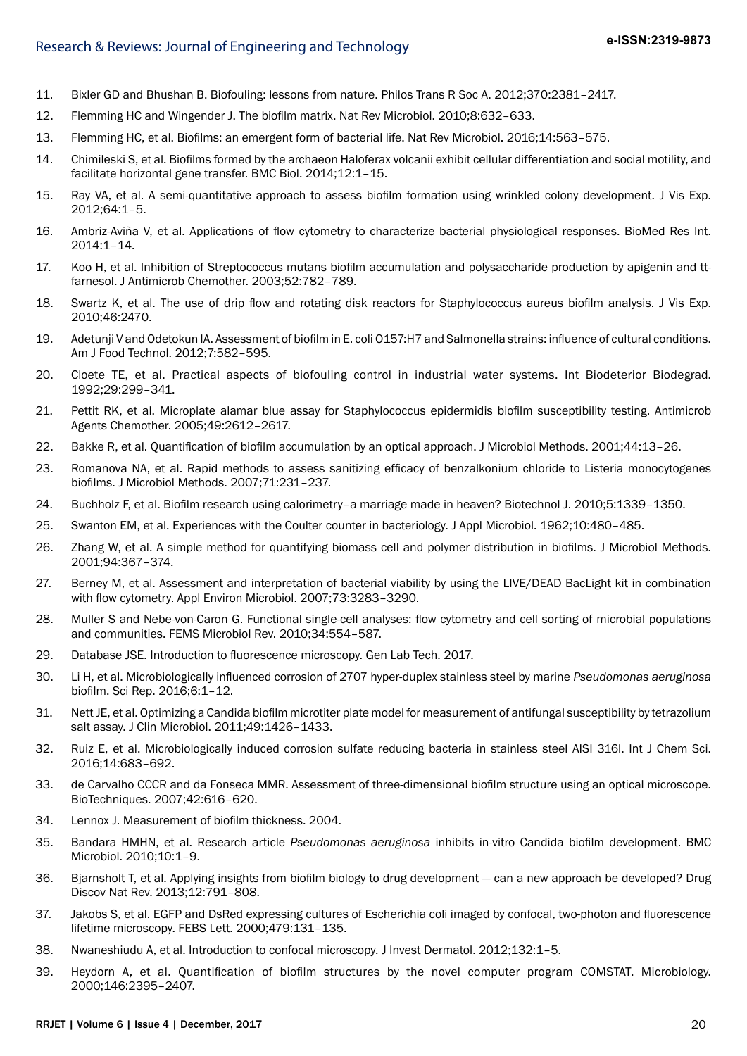11. Bixler GD and Bhushan B. Biofouling: lessons from nature. Philos Trans R Soc A. 2012;370:2381–2417.

12. Flemming HC and Wingender J. The biofilm matrix. Nat Rev Microbiol. 2010;8:632–633.

13. Flemming HC, et al. Biofilms: an emergent form of bacterial life. Nat Rev Microbiol. 2016;14:563–575.

14. Chimileski S, et al. Biofilms formed by the archaeon Haloferax volcanii exhibit cellular differentiation and social motility, and facilitate horizontal gene transfer. BMC Biol. 2014;12:1–15.

15. Ray VA, et al. A semi-quantitative approach to assess biofilm formation using wrinkled colony development. J Vis Exp. 2012;64:1–5.

16. Ambriz-Aviña V, et al. Applications of flow cytometry to characterize bacterial physiological responses. BioMed Res Int. 2014:1–14.

17. Koo H, et al. Inhibition of Streptococcus mutans biofilm accumulation and polysaccharide production by apigenin and tt-farnesol. J Antimicrob Chemother. 2003;52:782–789.

18. Swartz K, et al. The use of drip flow and rotating disk reactors for Staphylococcus aureus biofilm analysis. J Vis Exp. 2010;46:2470.

19. Adetunji V and Odetokun IA. Assessment of biofilm in E. coli O157:H7 and Salmonella strains: influence of cultural conditions. Am J Food Technol. 2012;7:582–595.

20. Cloete TE, et al. Practical aspects of biofouling control in industrial water systems. Int Biodeterior Biodegrad. 1992;29:299–341.

21. Pettit RK, et al. Microplate alamar blue assay for Staphylococcus epidermidis biofilm susceptibility testing. Antimicrob Agents Chemother. 2005;49:2612–2617.

22. Bakke R, et al. Quantification of biofilm accumulation by an optical approach. J Microbiol Methods. 2001;44:13–26.

23. Romanova NA, et al. Rapid methods to assess sanitizing efficacy of benzalkonium chloride to Listeria monocytogenes biofilms. J Microbiol Methods. 2007;71:231–237.

24. Buchholz F, et al. Biofilm research using calorimetry–a marriage made in heaven? Biotechnol J. 2010;5:1339–1350.

25. Swanton EM, et al. Experiences with the Coulter counter in bacteriology. J Appl Microbiol. 1962;10:480–485.

26. Zhang W, et al. A simple method for quantifying biomass cell and polymer distribution in biofilms. J Microbiol Methods. 2001;94:367–374.

27. Berney M, et al. Assessment and interpretation of bacterial viability by using the LIVE/DEAD BacLight kit in combination with flow cytometry. Appl Environ Microbiol. 2007;73:3283–3290.

28. Muller S and Nebe-von-Caron G. Functional single-cell analyses: flow cytometry and cell sorting of microbial populations and communities. FEMS Microbiol Rev. 2010;34:554–587.

29. Database JSE. Introduction to fluorescence microscopy. Gen Lab Tech. 2017.

30. Li H, et al. Microbiologically influenced corrosion of 2707 hyper-duplex stainless steel by marine *Pseudomonas aeruginosa* biofilm. Sci Rep. 2016;6:1–12.

31. Nett JE, et al. Optimizing a Candida biofilm microtiter plate model for measurement of antifungal susceptibility by tetrazolium salt assay. J Clin Microbiol. 2011;49:1426–1433.

32. Ruiz E, et al. Microbiologically induced corrosion sulfate reducing bacteria in stainless steel AISI 316l. Int J Chem Sci. 2016;14:683–692.

33. de Carvalho CCCR and da Fonseca MMR. Assessment of three-dimensional biofilm structure using an optical microscope. BioTechniques. 2007;42:616–620.

34. Lennox J. Measurement of biofilm thickness. 2004.

35. Bandara HMHN, et al. Research article *Pseudomonas aeruginosa* inhibits in-vitro Candida biofilm development. BMC Microbiol. 2010;10:1–9.

36. Bjarnsholt T, et al. Applying insights from biofilm biology to drug development — can a new approach be developed? Drug Discov Nat Rev. 2013;12:791–808.

37. Jakobs S, et al. EGFP and DsRed expressing cultures of Escherichia coli imaged by confocal, two-photon and fluorescence lifetime microscopy. FEBS Lett. 2000;479:131–135.

38. Nwaneshiudu A, et al. Introduction to confocal microscopy. J Invest Dermatol. 2012;132:1–5.

39. Heydorn A, et al. Quantification of biofilm structures by the novel computer program COMSTAT. Microbiology. 2000;146:2395–2407.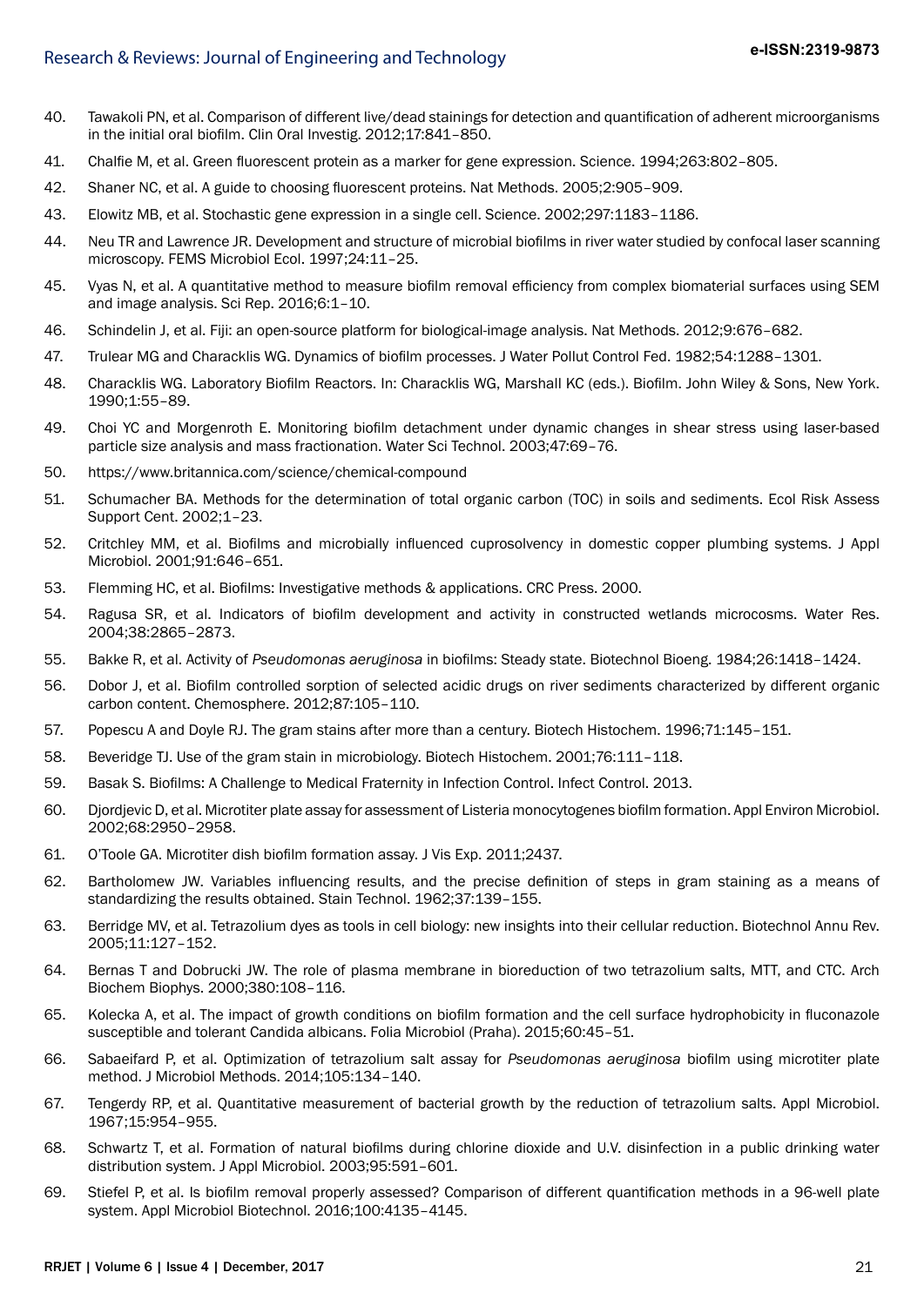40. Tawakoli PN, et al. Comparison of different live/dead stainings for detection and quantification of adherent microorganisms in the initial oral biofilm. Clin Oral Investig. 2012;17:841–850.
41. Chalfie M, et al. Green fluorescent protein as a marker for gene expression. Science. 1994;263:802–805.
42. Shaner NC, et al. A guide to choosing fluorescent proteins. Nat Methods. 2005;2:905–909.
43. Elowitz MB, et al. Stochastic gene expression in a single cell. Science. 2002;297:1183–1186.
44. Neu TR and Lawrence JR. Development and structure of microbial biofilms in river water studied by confocal laser scanning microscopy. FEMS Microbiol Ecol. 1997;24:11–25.
45. Vyas N, et al. A quantitative method to measure biofilm removal efficiency from complex biomaterial surfaces using SEM and image analysis. Sci Rep. 2016;6:1–10.
46. Schindelin J, et al. Fiji: an open-source platform for biological-image analysis. Nat Methods. 2012;9:676–682.
47. Trulear MG and Characklis WG. Dynamics of biofilm processes. J Water Pollut Control Fed. 1982;54:1288–1301.
48. Characklis WG. Laboratory Biofilm Reactors. In: Characklis WG, Marshall KC (eds.). Biofilm. John Wiley & Sons, New York. 1990;1:55–89.
49. Choi YC and Morgenroth E. Monitoring biofilm detachment under dynamic changes in shear stress using laser-based particle size analysis and mass fractionation. Water Sci Technol. 2003;47:69–76.
50. https://www.britannica.com/science/chemical-compound
51. Schumacher BA. Methods for the determination of total organic carbon (TOC) in soils and sediments. Ecol Risk Assess Support Cent. 2002;1–23.
52. Critchley MM, et al. Biofilms and microbially influenced cuprosolvency in domestic copper plumbing systems. J Appl Microbiol. 2001;91:646–651.
53. Flemming HC, et al. Biofilms: Investigative methods & applications. CRC Press. 2000.
54. Ragusa SR, et al. Indicators of biofilm development and activity in constructed wetlands microcosms. Water Res. 2004;38:2865–2873.
55. Bakke R, et al. Activity of *Pseudomonas aeruginosa* in biofilms: Steady state. Biotechnol Bioeng. 1984;26:1418–1424.
56. Dobor J, et al. Biofilm controlled sorption of selected acidic drugs on river sediments characterized by different organic carbon content. Chemosphere. 2012;87:105–110.
57. Popescu A and Doyle RJ. The gram stains after more than a century. Biotech Histochem. 1996;71:145–151.
58. Beveridge TJ. Use of the gram stain in microbiology. Biotech Histochem. 2001;76:111–118.
59. Basak S. Biofilms: A Challenge to Medical Fraternity in Infection Control. Infect Control. 2013.
60. Djordjevic D, et al. Microtiter plate assay for assessment of Listeria monocytogenes biofilm formation. Appl Environ Microbiol. 2002;68:2950–2958.
61. O'Toole GA. Microtiter dish biofilm formation assay. J Vis Exp. 2011;2437.
62. Bartholomew JW. Variables influencing results, and the precise definition of steps in gram staining as a means of standardizing the results obtained. Stain Technol. 1962;37:139–155.
63. Berridge MV, et al. Tetrazolium dyes as tools in cell biology: new insights into their cellular reduction. Biotechnol Annu Rev. 2005;11:127–152.
64. Bernas T and Dobrucki JW. The role of plasma membrane in bioreduction of two tetrazolium salts, MTT, and CTC. Arch Biochem Biophys. 2000;380:108–116.
65. Kolecka A, et al. The impact of growth conditions on biofilm formation and the cell surface hydrophobicity in fluconazole susceptible and tolerant Candida albicans. Folia Microbiol (Praha). 2015;60:45–51.
66. Sabaeifard P, et al. Optimization of tetrazolium salt assay for *Pseudomonas aeruginosa* biofilm using microtiter plate method. J Microbiol Methods. 2014;105:134–140.
67. Tengerdy RP, et al. Quantitative measurement of bacterial growth by the reduction of tetrazolium salts. Appl Microbiol. 1967;15:954–955.
68. Schwartz T, et al. Formation of natural biofilms during chlorine dioxide and U.V. disinfection in a public drinking water distribution system. J Appl Microbiol. 2003;95:591–601.
69. Stiefel P, et al. Is biofilm removal properly assessed? Comparison of different quantification methods in a 96-well plate system. Appl Microbiol Biotechnol. 2016;100:4135–4145.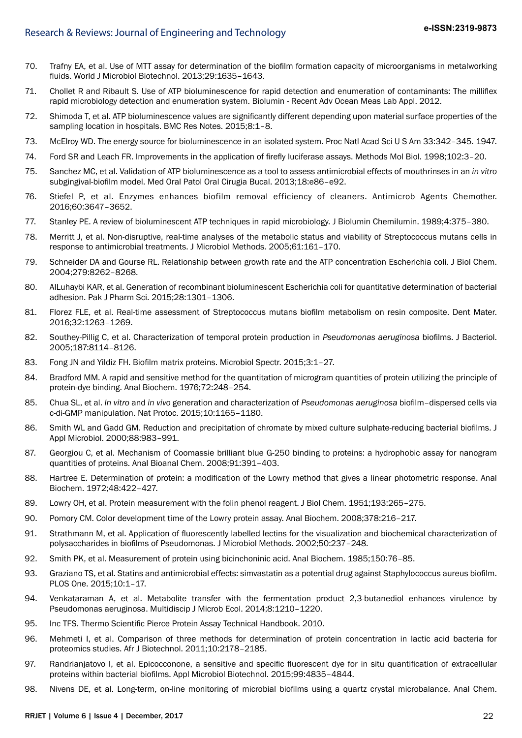70. Trafny EA, et al. Use of MTT assay for determination of the biofilm formation capacity of microorganisms in metalworking fluids. World J Microbiol Biotechnol. 2013;29:1635–1643.

71. Chollet R and Ribault S. Use of ATP bioluminescence for rapid detection and enumeration of contaminants: The milliflex rapid microbiology detection and enumeration system. Biolumin - Recent Adv Ocean Meas Lab Appl. 2012.

72. Shimoda T, et al. ATP bioluminescence values are significantly different depending upon material surface properties of the sampling location in hospitals. BMC Res Notes. 2015;8:1–8.

73. McElroy WD. The energy source for bioluminescence in an isolated system. Proc Natl Acad Sci U S Am 33:342–345. 1947.

74. Ford SR and Leach FR. Improvements in the application of firefly luciferase assays. Methods Mol Biol. 1998;102:3–20.

75. Sanchez MC, et al. Validation of ATP bioluminescence as a tool to assess antimicrobial effects of mouthrinses in an *in vitro* subgingival-biofilm model. Med Oral Patol Oral Cirugia Bucal. 2013;18:e86–e92.

76. Stiefel P, et al. Enzymes enhances biofilm removal efficiency of cleaners. Antimicrob Agents Chemother. 2016;60:3647–3652.

77. Stanley PE. A review of bioluminescent ATP techniques in rapid microbiology. J Biolumin Chemilumin. 1989;4:375–380.

78. Merritt J, et al. Non-disruptive, real-time analyses of the metabolic status and viability of Streptococcus mutans cells in response to antimicrobial treatments. J Microbiol Methods. 2005;61:161–170.

79. Schneider DA and Gourse RL. Relationship between growth rate and the ATP concentration Escherichia coli. J Biol Chem. 2004;279:8262–8268.

80. AlLuhaybi KAR, et al. Generation of recombinant bioluminescent Escherichia coli for quantitative determination of bacterial adhesion. Pak J Pharm Sci. 2015;28:1301–1306.

81. Florez FLE, et al. Real-time assessment of Streptococcus mutans biofilm metabolism on resin composite. Dent Mater. 2016;32:1263–1269.

82. Southey-Pillig C, et al. Characterization of temporal protein production in *Pseudomonas aeruginosa* biofilms. J Bacteriol. 2005;187:8114–8126.

83. Fong JN and Yildiz FH. Biofilm matrix proteins. Microbiol Spectr. 2015;3:1–27.

84. Bradford MM. A rapid and sensitive method for the quantitation of microgram quantities of protein utilizing the principle of protein-dye binding. Anal Biochem. 1976;72:248–254.

85. Chua SL, et al. *In vitro* and *in vivo* generation and characterization of *Pseudomonas aeruginosa* biofilm–dispersed cells via c-di-GMP manipulation. Nat Protoc. 2015;10:1165–1180.

86. Smith WL and Gadd GM. Reduction and precipitation of chromate by mixed culture sulphate-reducing bacterial biofilms. J Appl Microbiol. 2000;88:983–991.

87. Georgiou C, et al. Mechanism of Coomassie brilliant blue G-250 binding to proteins: a hydrophobic assay for nanogram quantities of proteins. Anal Bioanal Chem. 2008;91:391–403.

88. Hartree E. Determination of protein: a modification of the Lowry method that gives a linear photometric response. Anal Biochem. 1972;48:422–427.

89. Lowry OH, et al. Protein measurement with the folin phenol reagent. J Biol Chem. 1951;193:265–275.

90. Pomory CM. Color development time of the Lowry protein assay. Anal Biochem. 2008;378:216–217.

91. Strathmann M, et al. Application of fluorescently labelled lectins for the visualization and biochemical characterization of polysaccharides in biofilms of Pseudomonas. J Microbiol Methods. 2002;50:237–248.

92. Smith PK, et al. Measurement of protein using bicinchoninic acid. Anal Biochem. 1985;150:76–85.

93. Graziano TS, et al. Statins and antimicrobial effects: simvastatin as a potential drug against Staphylococcus aureus biofilm. PLOS One. 2015;10:1–17.

94. Venkataraman A, et al. Metabolite transfer with the fermentation product 2,3-butanediol enhances virulence by Pseudomonas aeruginosa. Multidiscip J Microb Ecol. 2014;8:1210–1220.

95. Inc TFS. Thermo Scientific Pierce Protein Assay Technical Handbook. 2010.

96. Mehmeti I, et al. Comparison of three methods for determination of protein concentration in lactic acid bacteria for proteomics studies. Afr J Biotechnol. 2011;10:2178–2185.

97. Randrianjatovo I, et al. Epicocconone, a sensitive and specific fluorescent dye for in situ quantification of extracellular proteins within bacterial biofilms. Appl Microbiol Biotechnol. 2015;99:4835–4844.

98. Nivens DE, et al. Long-term, on-line monitoring of microbial biofilms using a quartz crystal microbalance. Anal Chem.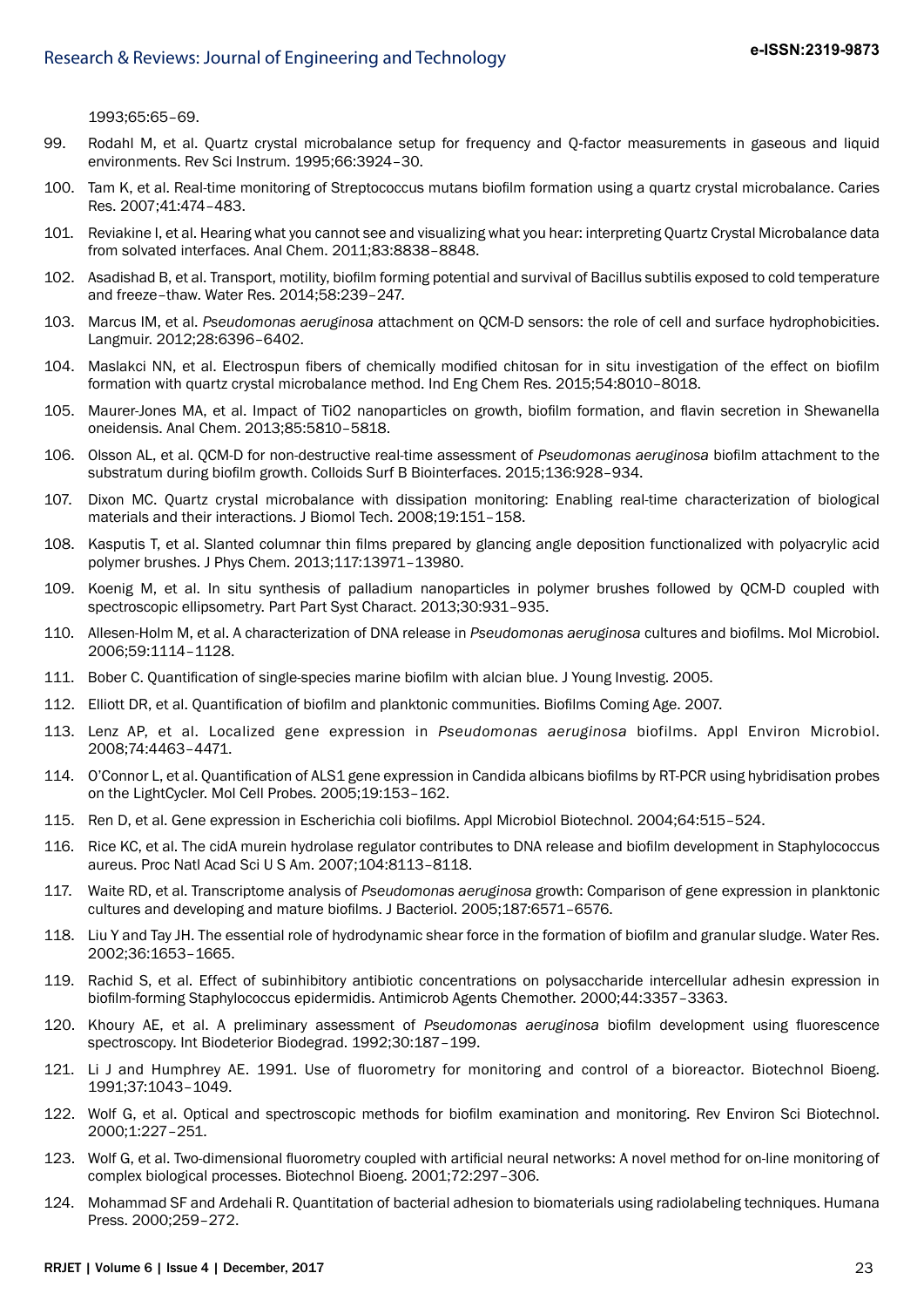1993;65:65–69.

99. Rodahl M, et al. Quartz crystal microbalance setup for frequency and Q-factor measurements in gaseous and liquid environments. Rev Sci Instrum. 1995;66:3924–30.

100. Tam K, et al. Real-time monitoring of Streptococcus mutans biofilm formation using a quartz crystal microbalance. Caries Res. 2007;41:474–483.

101. Reviakine I, et al. Hearing what you cannot see and visualizing what you hear: interpreting Quartz Crystal Microbalance data from solvated interfaces. Anal Chem. 2011;83:8838–8848.

102. Asadishad B, et al. Transport, motility, biofilm forming potential and survival of Bacillus subtilis exposed to cold temperature and freeze–thaw. Water Res. 2014;58:239–247.

103. Marcus IM, et al. *Pseudomonas aeruginosa* attachment on QCM-D sensors: the role of cell and surface hydrophobicities. Langmuir. 2012;28:6396–6402.

104. Maslakci NN, et al. Electrospun fibers of chemically modified chitosan for in situ investigation of the effect on biofilm formation with quartz crystal microbalance method. Ind Eng Chem Res. 2015;54:8010–8018.

105. Maurer-Jones MA, et al. Impact of TiO2 nanoparticles on growth, biofilm formation, and flavin secretion in Shewanella oneidensis. Anal Chem. 2013;85:5810–5818.

106. Olsson AL, et al. QCM-D for non-destructive real-time assessment of *Pseudomonas aeruginosa* biofilm attachment to the substratum during biofilm growth. Colloids Surf B Biointerfaces. 2015;136:928–934.

107. Dixon MC. Quartz crystal microbalance with dissipation monitoring: Enabling real-time characterization of biological materials and their interactions. J Biomol Tech. 2008;19:151–158.

108. Kasputis T, et al. Slanted columnar thin films prepared by glancing angle deposition functionalized with polyacrylic acid polymer brushes. J Phys Chem. 2013;117:13971–13980.

109. Koenig M, et al. In situ synthesis of palladium nanoparticles in polymer brushes followed by QCM-D coupled with spectroscopic ellipsometry. Part Part Syst Charact. 2013;30:931–935.

110. Allesen-Holm M, et al. A characterization of DNA release in *Pseudomonas aeruginosa* cultures and biofilms. Mol Microbiol. 2006;59:1114–1128.

111. Bober C. Quantification of single-species marine biofilm with alcian blue. J Young Investig. 2005.

112. Elliott DR, et al. Quantification of biofilm and planktonic communities. Biofilms Coming Age. 2007.

113. Lenz AP, et al. Localized gene expression in *Pseudomonas aeruginosa* biofilms. Appl Environ Microbiol. 2008;74:4463–4471.

114. O'Connor L, et al. Quantification of ALS1 gene expression in Candida albicans biofilms by RT-PCR using hybridisation probes on the LightCycler. Mol Cell Probes. 2005;19:153–162.

115. Ren D, et al. Gene expression in Escherichia coli biofilms. Appl Microbiol Biotechnol. 2004;64:515–524.

116. Rice KC, et al. The cidA murein hydrolase regulator contributes to DNA release and biofilm development in Staphylococcus aureus. Proc Natl Acad Sci U S Am. 2007;104:8113–8118.

117. Waite RD, et al. Transcriptome analysis of *Pseudomonas aeruginosa* growth: Comparison of gene expression in planktonic cultures and developing and mature biofilms. J Bacteriol. 2005;187:6571–6576.

118. Liu Y and Tay JH. The essential role of hydrodynamic shear force in the formation of biofilm and granular sludge. Water Res. 2002;36:1653–1665.

119. Rachid S, et al. Effect of subinhibitory antibiotic concentrations on polysaccharide intercellular adhesin expression in biofilm-forming Staphylococcus epidermidis. Antimicrob Agents Chemother. 2000;44:3357–3363.

120. Khoury AE, et al. A preliminary assessment of *Pseudomonas aeruginosa* biofilm development using fluorescence spectroscopy. Int Biodeterior Biodegrad. 1992;30:187–199.

121. Li J and Humphrey AE. 1991. Use of fluorometry for monitoring and control of a bioreactor. Biotechnol Bioeng. 1991;37:1043–1049.

122. Wolf G, et al. Optical and spectroscopic methods for biofilm examination and monitoring. Rev Environ Sci Biotechnol. 2000;1:227–251.

123. Wolf G, et al. Two-dimensional fluorometry coupled with artificial neural networks: A novel method for on-line monitoring of complex biological processes. Biotechnol Bioeng. 2001;72:297–306.

124. Mohammad SF and Ardehali R. Quantitation of bacterial adhesion to biomaterials using radiolabeling techniques. Humana Press. 2000;259–272.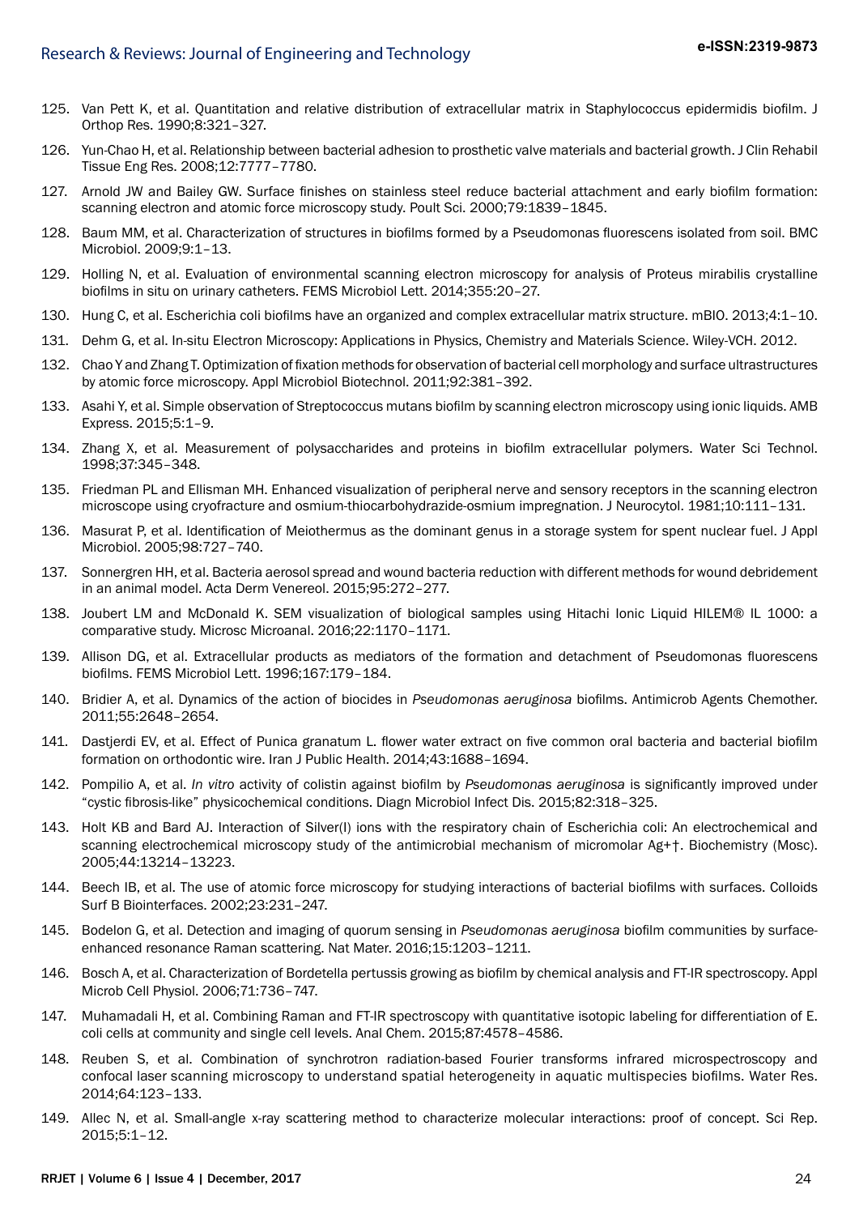125. Van Pett K, et al. Quantitation and relative distribution of extracellular matrix in Staphylococcus epidermidis biofilm. J Orthop Res. 1990;8:321–327.

126. Yun-Chao H, et al. Relationship between bacterial adhesion to prosthetic valve materials and bacterial growth. J Clin Rehabil Tissue Eng Res. 2008;12:7777–7780.

127. Arnold JW and Bailey GW. Surface finishes on stainless steel reduce bacterial attachment and early biofilm formation: scanning electron and atomic force microscopy study. Poult Sci. 2000;79:1839–1845.

128. Baum MM, et al. Characterization of structures in biofilms formed by a Pseudomonas fluorescens isolated from soil. BMC Microbiol. 2009;9:1–13.

129. Holling N, et al. Evaluation of environmental scanning electron microscopy for analysis of Proteus mirabilis crystalline biofilms in situ on urinary catheters. FEMS Microbiol Lett. 2014;355:20–27.

130. Hung C, et al. Escherichia coli biofilms have an organized and complex extracellular matrix structure. mBIO. 2013;4:1–10.

131. Dehm G, et al. In-situ Electron Microscopy: Applications in Physics, Chemistry and Materials Science. Wiley-VCH. 2012.

132. Chao Y and Zhang T. Optimization of fixation methods for observation of bacterial cell morphology and surface ultrastructures by atomic force microscopy. Appl Microbiol Biotechnol. 2011;92:381–392.

133. Asahi Y, et al. Simple observation of Streptococcus mutans biofilm by scanning electron microscopy using ionic liquids. AMB Express. 2015;5:1–9.

134. Zhang X, et al. Measurement of polysaccharides and proteins in biofilm extracellular polymers. Water Sci Technol. 1998;37:345–348.

135. Friedman PL and Ellisman MH. Enhanced visualization of peripheral nerve and sensory receptors in the scanning electron microscope using cryofracture and osmium-thiocarbohydrazide-osmium impregnation. J Neurocytol. 1981;10:111–131.

136. Masurat P, et al. Identification of Meiothermus as the dominant genus in a storage system for spent nuclear fuel. J Appl Microbiol. 2005;98:727–740.

137. Sonnergren HH, et al. Bacteria aerosol spread and wound bacteria reduction with different methods for wound debridement in an animal model. Acta Derm Venereol. 2015;95:272–277.

138. Joubert LM and McDonald K. SEM visualization of biological samples using Hitachi Ionic Liquid HILEM® IL 1000: a comparative study. Microsc Microanal. 2016;22:1170–1171.

139. Allison DG, et al. Extracellular products as mediators of the formation and detachment of Pseudomonas fluorescens biofilms. FEMS Microbiol Lett. 1996;167:179–184.

140. Bridier A, et al. Dynamics of the action of biocides in *Pseudomonas aeruginosa* biofilms. Antimicrob Agents Chemother. 2011;55:2648–2654.

141. Dastjerdi EV, et al. Effect of Punica granatum L. flower water extract on five common oral bacteria and bacterial biofilm formation on orthodontic wire. Iran J Public Health. 2014;43:1688–1694.

142. Pompilio A, et al. *In vitro* activity of colistin against biofilm by *Pseudomonas aeruginosa* is significantly improved under "cystic fibrosis-like" physicochemical conditions. Diagn Microbiol Infect Dis. 2015;82:318–325.

143. Holt KB and Bard AJ. Interaction of Silver(I) ions with the respiratory chain of Escherichia coli: An electrochemical and scanning electrochemical microscopy study of the antimicrobial mechanism of micromolar Ag+†. Biochemistry (Mosc). 2005;44:13214–13223.

144. Beech IB, et al. The use of atomic force microscopy for studying interactions of bacterial biofilms with surfaces. Colloids Surf B Biointerfaces. 2002;23:231–247.

145. Bodelon G, et al. Detection and imaging of quorum sensing in *Pseudomonas aeruginosa* biofilm communities by surface-enhanced resonance Raman scattering. Nat Mater. 2016;15:1203–1211.

146. Bosch A, et al. Characterization of Bordetella pertussis growing as biofilm by chemical analysis and FT-IR spectroscopy. Appl Microb Cell Physiol. 2006;71:736–747.

147. Muhamadali H, et al. Combining Raman and FT-IR spectroscopy with quantitative isotopic labeling for differentiation of E. coli cells at community and single cell levels. Anal Chem. 2015;87:4578–4586.

148. Reuben S, et al. Combination of synchrotron radiation-based Fourier transforms infrared microspectroscopy and confocal laser scanning microscopy to understand spatial heterogeneity in aquatic multispecies biofilms. Water Res. 2014;64:123–133.

149. Allec N, et al. Small-angle x-ray scattering method to characterize molecular interactions: proof of concept. Sci Rep. 2015;5:1–12.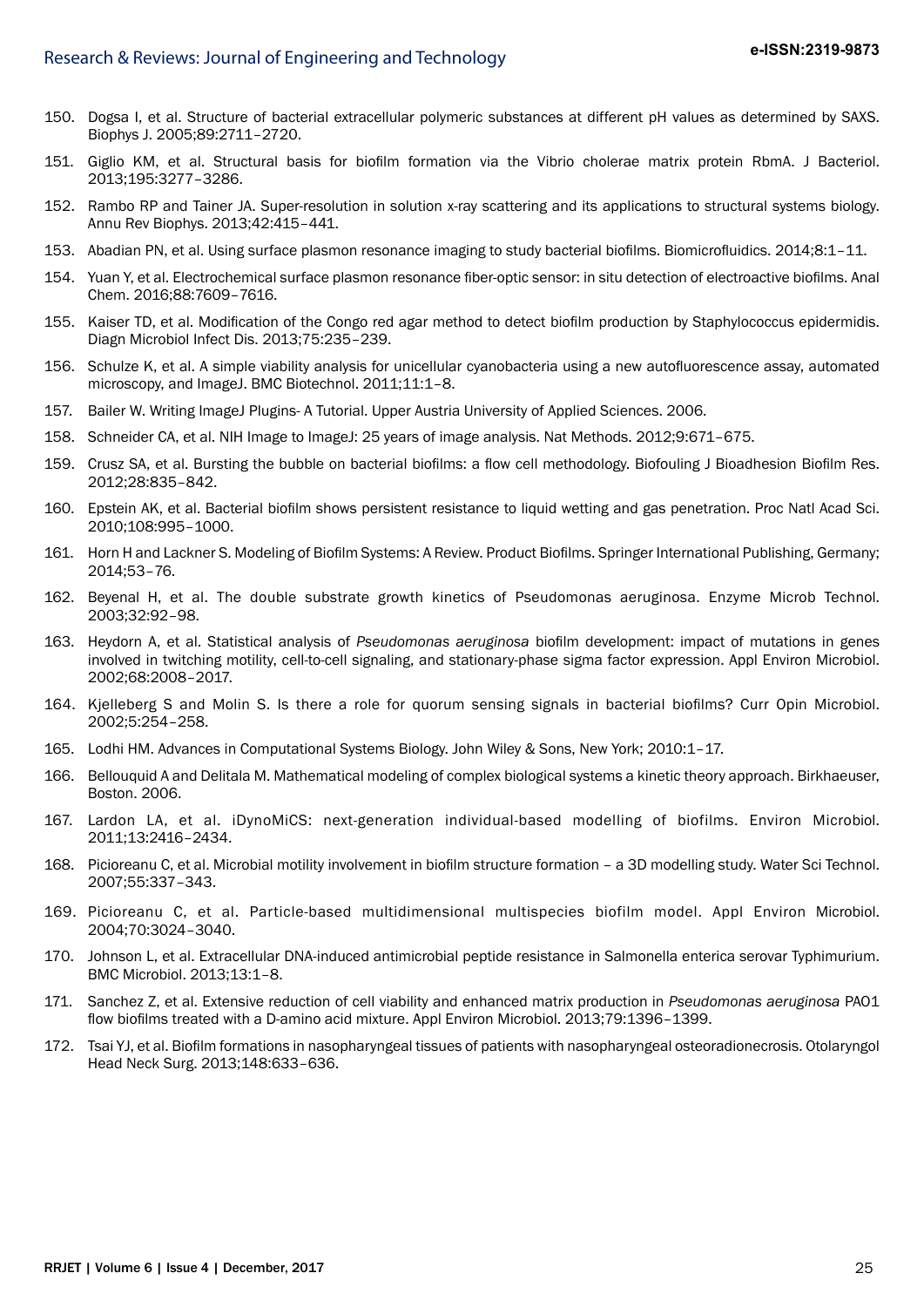150. Dogsa I, et al. Structure of bacterial extracellular polymeric substances at different pH values as determined by SAXS. Biophys J. 2005;89:2711–2720.

151. Giglio KM, et al. Structural basis for biofilm formation via the Vibrio cholerae matrix protein RbmA. J Bacteriol. 2013;195:3277–3286.

152. Rambo RP and Tainer JA. Super-resolution in solution x-ray scattering and its applications to structural systems biology. Annu Rev Biophys. 2013;42:415–441.

153. Abadian PN, et al. Using surface plasmon resonance imaging to study bacterial biofilms. Biomicrofluidics. 2014;8:1–11.

154. Yuan Y, et al. Electrochemical surface plasmon resonance fiber-optic sensor: in situ detection of electroactive biofilms. Anal Chem. 2016;88:7609–7616.

155. Kaiser TD, et al. Modification of the Congo red agar method to detect biofilm production by Staphylococcus epidermidis. Diagn Microbiol Infect Dis. 2013;75:235–239.

156. Schulze K, et al. A simple viability analysis for unicellular cyanobacteria using a new autofluorescence assay, automated microscopy, and ImageJ. BMC Biotechnol. 2011;11:1–8.

157. Bailer W. Writing ImageJ Plugins- A Tutorial. Upper Austria University of Applied Sciences. 2006.

158. Schneider CA, et al. NIH Image to ImageJ: 25 years of image analysis. Nat Methods. 2012;9:671–675.

159. Crusz SA, et al. Bursting the bubble on bacterial biofilms: a flow cell methodology. Biofouling J Bioadhesion Biofilm Res. 2012;28:835–842.

160. Epstein AK, et al. Bacterial biofilm shows persistent resistance to liquid wetting and gas penetration. Proc Natl Acad Sci. 2010;108:995–1000.

161. Horn H and Lackner S. Modeling of Biofilm Systems: A Review. Product Biofilms. Springer International Publishing, Germany; 2014;53–76.

162. Beyenal H, et al. The double substrate growth kinetics of Pseudomonas aeruginosa. Enzyme Microb Technol. 2003;32:92–98.

163. Heydorn A, et al. Statistical analysis of *Pseudomonas aeruginosa* biofilm development: impact of mutations in genes involved in twitching motility, cell-to-cell signaling, and stationary-phase sigma factor expression. Appl Environ Microbiol. 2002;68:2008–2017.

164. Kjelleberg S and Molin S. Is there a role for quorum sensing signals in bacterial biofilms? Curr Opin Microbiol. 2002;5:254–258.

165. Lodhi HM. Advances in Computational Systems Biology. John Wiley & Sons, New York; 2010:1–17.

166. Bellouquid A and Delitala M. Mathematical modeling of complex biological systems a kinetic theory approach. Birkhaeuser, Boston. 2006.

167. Lardon LA, et al. iDynoMiCS: next-generation individual-based modelling of biofilms. Environ Microbiol. 2011;13:2416–2434.

168. Picioreanu C, et al. Microbial motility involvement in biofilm structure formation – a 3D modelling study. Water Sci Technol. 2007;55:337–343.

169. Picioreanu C, et al. Particle-based multidimensional multispecies biofilm model. Appl Environ Microbiol. 2004;70:3024–3040.

170. Johnson L, et al. Extracellular DNA-induced antimicrobial peptide resistance in Salmonella enterica serovar Typhimurium. BMC Microbiol. 2013;13:1–8.

171. Sanchez Z, et al. Extensive reduction of cell viability and enhanced matrix production in *Pseudomonas aeruginosa* PAO1 flow biofilms treated with a D-amino acid mixture. Appl Environ Microbiol. 2013;79:1396–1399.

172. Tsai YJ, et al. Biofilm formations in nasopharyngeal tissues of patients with nasopharyngeal osteoradionecrosis. Otolaryngol Head Neck Surg. 2013;148:633–636.